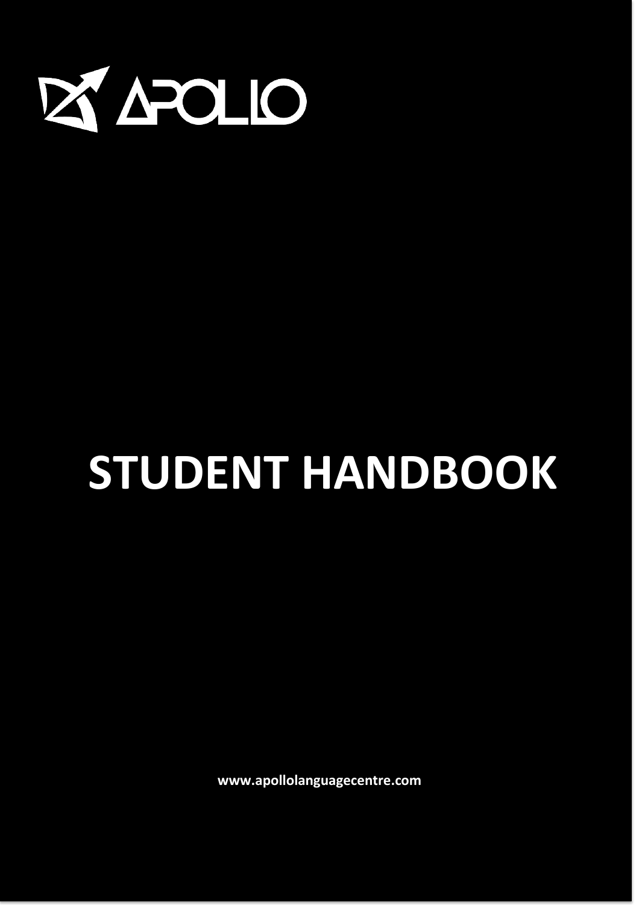APOLLO

# STUDENT HANDBOOK

www.apollolanguagecentre.com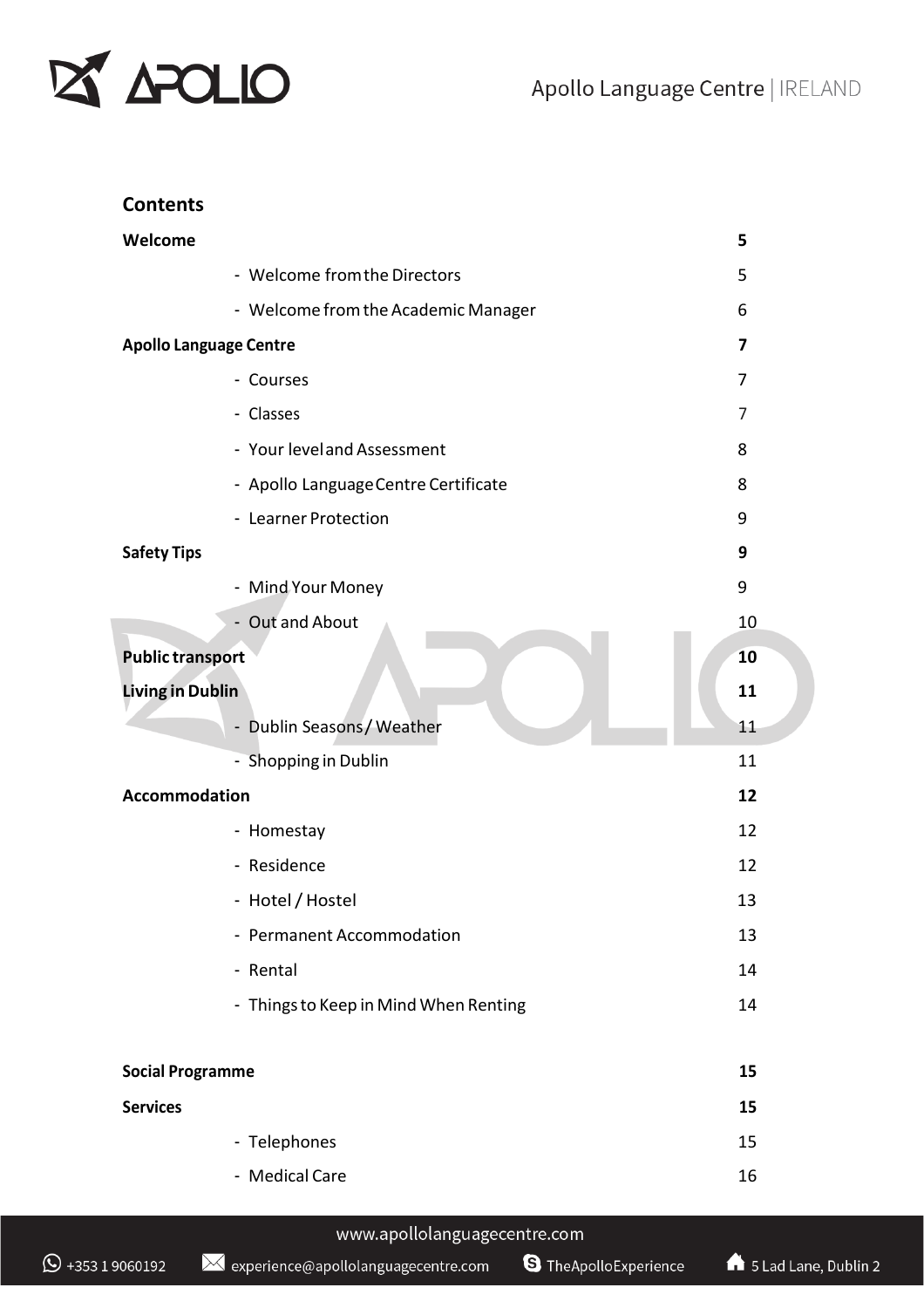## Contents

| | |
|---|---|
| **Welcome** | **5** |
| - Welcome from the Directors | 5 |
| - Welcome from the Academic Manager | 6 |
| **Apollo Language Centre** | **7** |
| - Courses | 7 |
| - Classes | 7 |
| - Your level and Assessment | 8 |
| - Apollo Language Centre Certificate | 8 |
| - Learner Protection | 9 |
| **Safety Tips** | **9** |
| - Mind Your Money | 9 |
| - Out and About | 10 |
| **Public transport** | **10** |
| **Living in Dublin** | **11** |
| - Dublin Seasons / Weather | 11 |
| - Shopping in Dublin | 11 |
| **Accommodation** | **12** |
| - Homestay | 12 |
| - Residence | 12 |
| - Hotel / Hostel | 13 |
| - Permanent Accommodation | 13 |
| - Rental | 14 |
| - Things to Keep in Mind When Renting | 14 |
| **Social Programme** | **15** |
| **Services** | **15** |
| - Telephones | 15 |
| - Medical Care | 16 |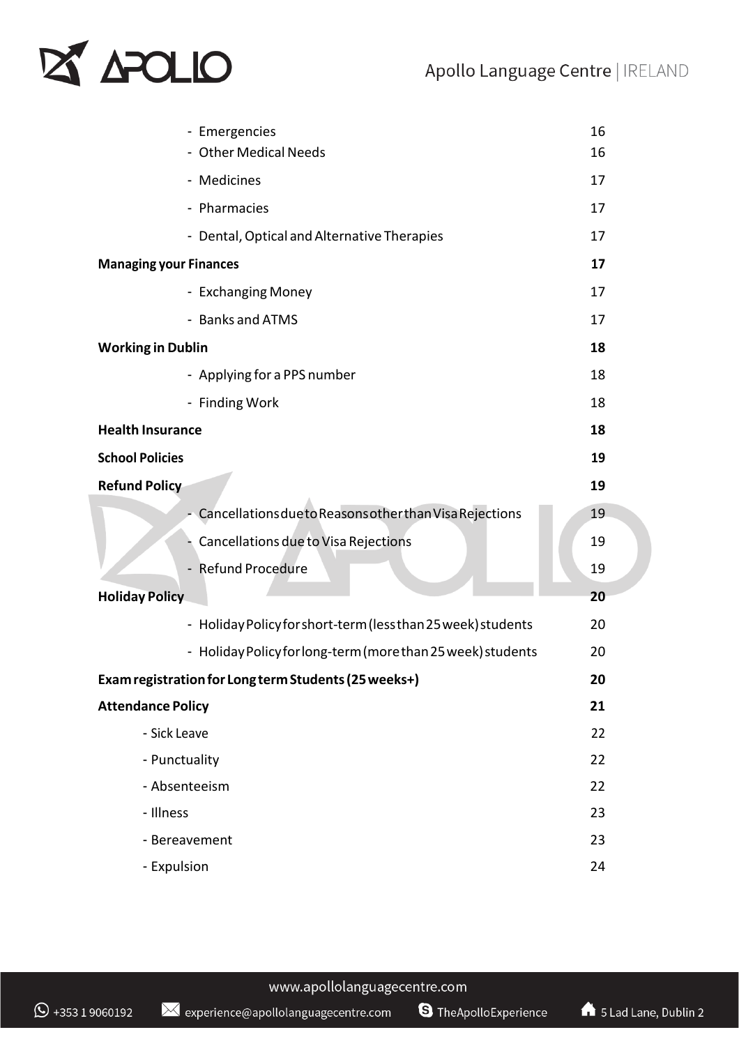- Emergencies 16
- Other Medical Needs 16
- Medicines 17
- Pharmacies 17
- Dental, Optical and Alternative Therapies 17

**Managing your Finances** **17**

- Exchanging Money 17
- Banks and ATMS 17

**Working in Dublin** **18**

- Applying for a PPS number 18
- Finding Work 18

**Health Insurance** **18**

**School Policies** **19**

**Refund Policy** **19**

- Cancellations due to Reasons other than Visa Rejections 19
- Cancellations due to Visa Rejections 19
- Refund Procedure 19

**Holiday Policy** **20**

- Holiday Policy for short-term (less than 25 week) students 20
- Holiday Policy for long-term (more than 25 week) students 20

**Exam registration for Long term Students (25 weeks+)** **20**

**Attendance Policy** **21**

- Sick Leave 22
- Punctuality 22
- Absenteeism 22
- Illness 23
- Bereavement 23
- Expulsion 24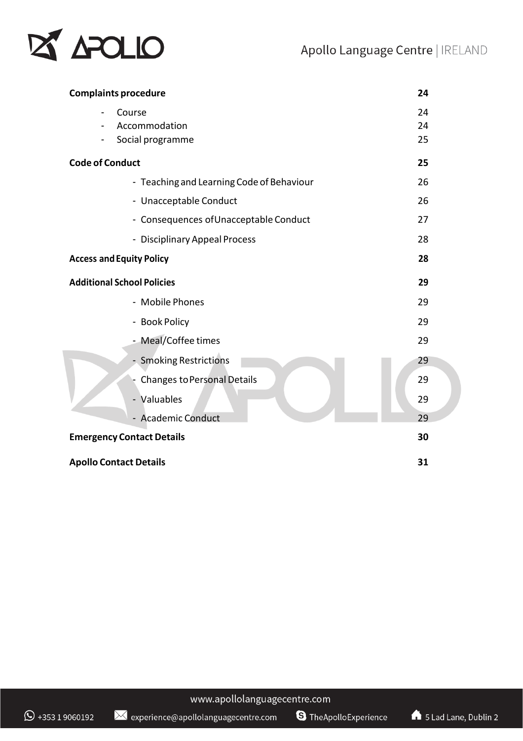| | |
|---|---|
| **Complaints procedure** | **24** |
| - Course | 24 |
| - Accommodation | 24 |
| - Social programme | 25 |
| **Code of Conduct** | **25** |
| - Teaching and Learning Code of Behaviour | 26 |
| - Unacceptable Conduct | 26 |
| - Consequences of Unacceptable Conduct | 27 |
| - Disciplinary Appeal Process | 28 |
| **Access and Equity Policy** | **28** |
| **Additional School Policies** | **29** |
| - Mobile Phones | 29 |
| - Book Policy | 29 |
| - Meal/Coffee times | 29 |
| - Smoking Restrictions | 29 |
| - Changes to Personal Details | 29 |
| - Valuables | 29 |
| - Academic Conduct | 29 |
| **Emergency Contact Details** | **30** |
| **Apollo Contact Details** | **31** |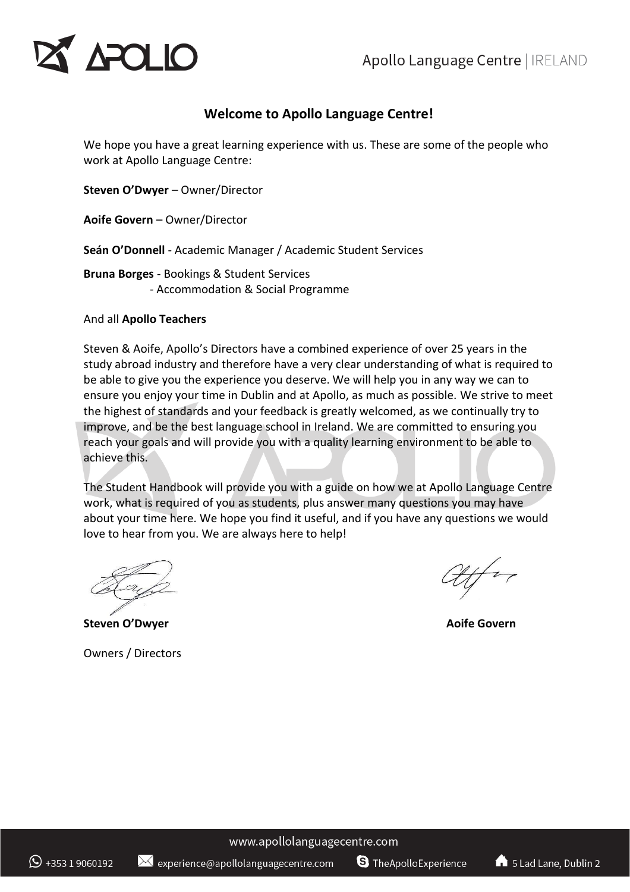## Welcome to Apollo Language Centre!

We hope you have a great learning experience with us. These are some of the people who work at Apollo Language Centre:

**Steven O'Dwyer** – Owner/Director

**Aoife Govern** – Owner/Director

**Seán O'Donnell** - Academic Manager / Academic Student Services

**Bruna Borges** - Bookings & Student Services
- Accommodation & Social Programme

And all **Apollo Teachers**

Steven & Aoife, Apollo's Directors have a combined experience of over 25 years in the study abroad industry and therefore have a very clear understanding of what is required to be able to give you the experience you deserve. We will help you in any way we can to ensure you enjoy your time in Dublin and at Apollo, as much as possible. We strive to meet the highest of standards and your feedback is greatly welcomed, as we continually try to improve, and be the best language school in Ireland. We are committed to ensuring you reach your goals and will provide you with a quality learning environment to be able to achieve this.

The Student Handbook will provide you with a guide on how we at Apollo Language Centre work, what is required of you as students, plus answer many questions you may have about your time here. We hope you find it useful, and if you have any questions we would love to hear from you. We are always here to help!

**Steven O'Dwyer** **Aoife Govern**

Owners / Directors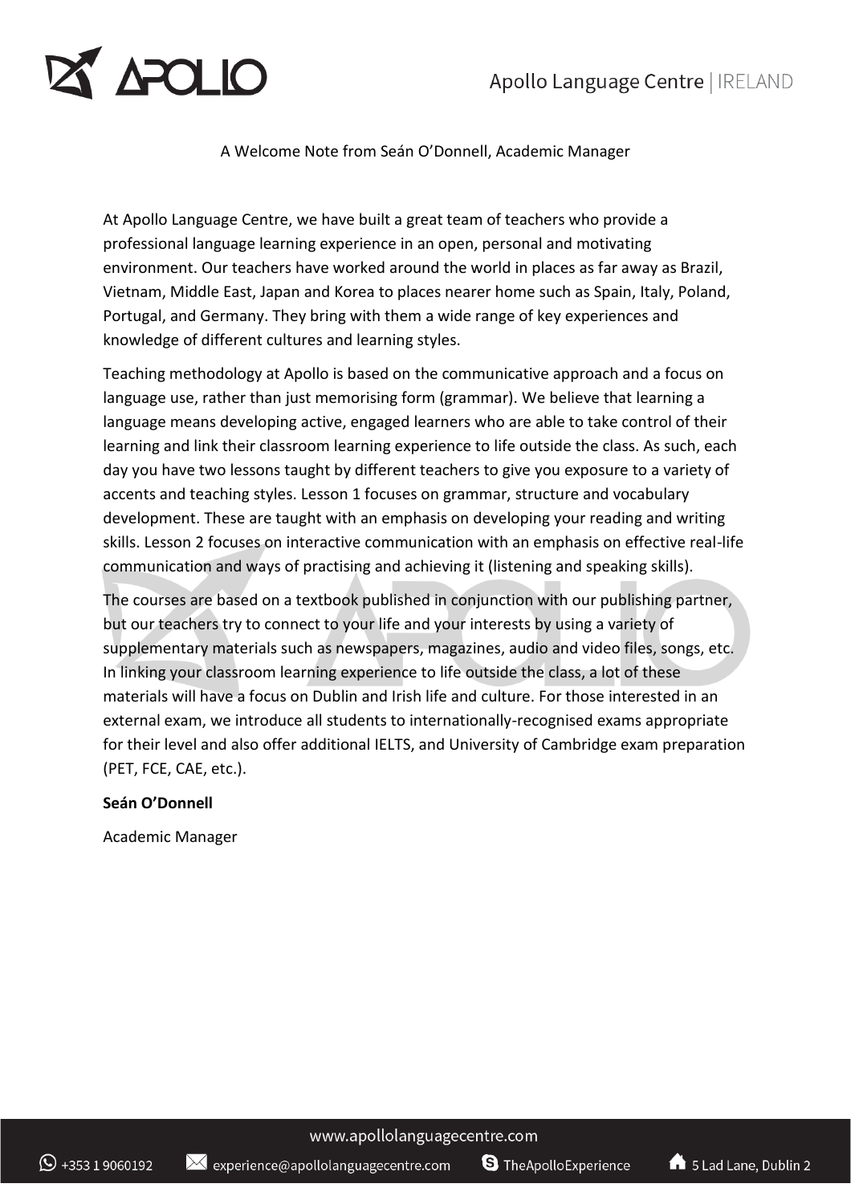A Welcome Note from Seán O'Donnell, Academic Manager

At Apollo Language Centre, we have built a great team of teachers who provide a professional language learning experience in an open, personal and motivating environment. Our teachers have worked around the world in places as far away as Brazil, Vietnam, Middle East, Japan and Korea to places nearer home such as Spain, Italy, Poland, Portugal, and Germany. They bring with them a wide range of key experiences and knowledge of different cultures and learning styles.

Teaching methodology at Apollo is based on the communicative approach and a focus on language use, rather than just memorising form (grammar). We believe that learning a language means developing active, engaged learners who are able to take control of their learning and link their classroom learning experience to life outside the class. As such, each day you have two lessons taught by different teachers to give you exposure to a variety of accents and teaching styles. Lesson 1 focuses on grammar, structure and vocabulary development. These are taught with an emphasis on developing your reading and writing skills. Lesson 2 focuses on interactive communication with an emphasis on effective real-life communication and ways of practising and achieving it (listening and speaking skills).

The courses are based on a textbook published in conjunction with our publishing partner, but our teachers try to connect to your life and your interests by using a variety of supplementary materials such as newspapers, magazines, audio and video files, songs, etc. In linking your classroom learning experience to life outside the class, a lot of these materials will have a focus on Dublin and Irish life and culture. For those interested in an external exam, we introduce all students to internationally-recognised exams appropriate for their level and also offer additional IELTS, and University of Cambridge exam preparation (PET, FCE, CAE, etc.).

**Seán O'Donnell**

Academic Manager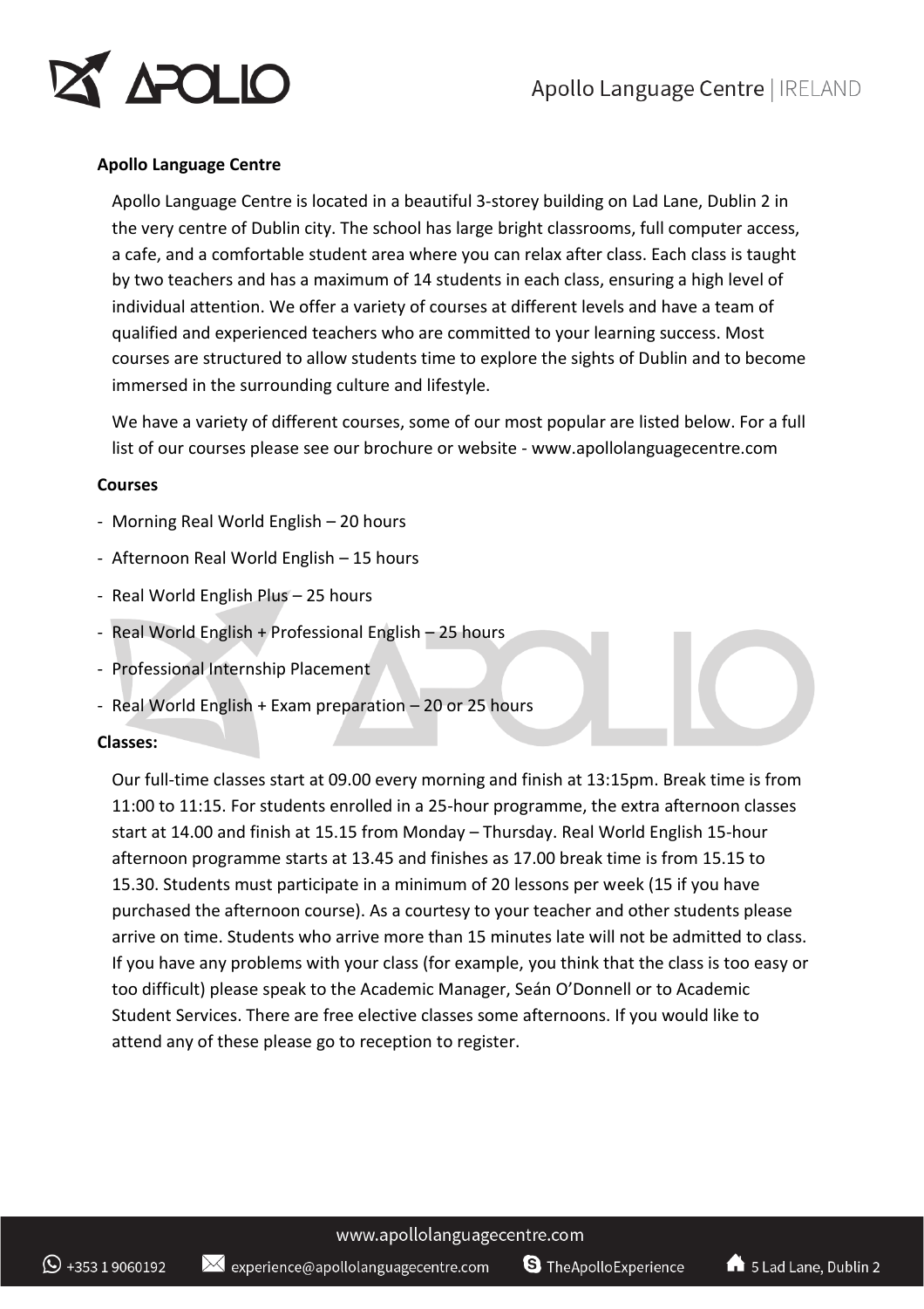**Apollo Language Centre**

Apollo Language Centre is located in a beautiful 3-storey building on Lad Lane, Dublin 2 in the very centre of Dublin city. The school has large bright classrooms, full computer access, a cafe, and a comfortable student area where you can relax after class. Each class is taught by two teachers and has a maximum of 14 students in each class, ensuring a high level of individual attention. We offer a variety of courses at different levels and have a team of qualified and experienced teachers who are committed to your learning success. Most courses are structured to allow students time to explore the sights of Dublin and to become immersed in the surrounding culture and lifestyle.

We have a variety of different courses, some of our most popular are listed below. For a full list of our courses please see our brochure or website - www.apollolanguagecentre.com

**Courses**

- Morning Real World English – 20 hours
- Afternoon Real World English – 15 hours
- Real World English Plus – 25 hours
- Real World English + Professional English – 25 hours
- Professional Internship Placement
- Real World English + Exam preparation – 20 or 25 hours

**Classes:**

Our full-time classes start at 09.00 every morning and finish at 13:15pm. Break time is from 11:00 to 11:15. For students enrolled in a 25-hour programme, the extra afternoon classes start at 14.00 and finish at 15.15 from Monday – Thursday. Real World English 15-hour afternoon programme starts at 13.45 and finishes as 17.00 break time is from 15.15 to 15.30. Students must participate in a minimum of 20 lessons per week (15 if you have purchased the afternoon course). As a courtesy to your teacher and other students please arrive on time. Students who arrive more than 15 minutes late will not be admitted to class. If you have any problems with your class (for example, you think that the class is too easy or too difficult) please speak to the Academic Manager, Seán O'Donnell or to Academic Student Services. There are free elective classes some afternoons. If you would like to attend any of these please go to reception to register.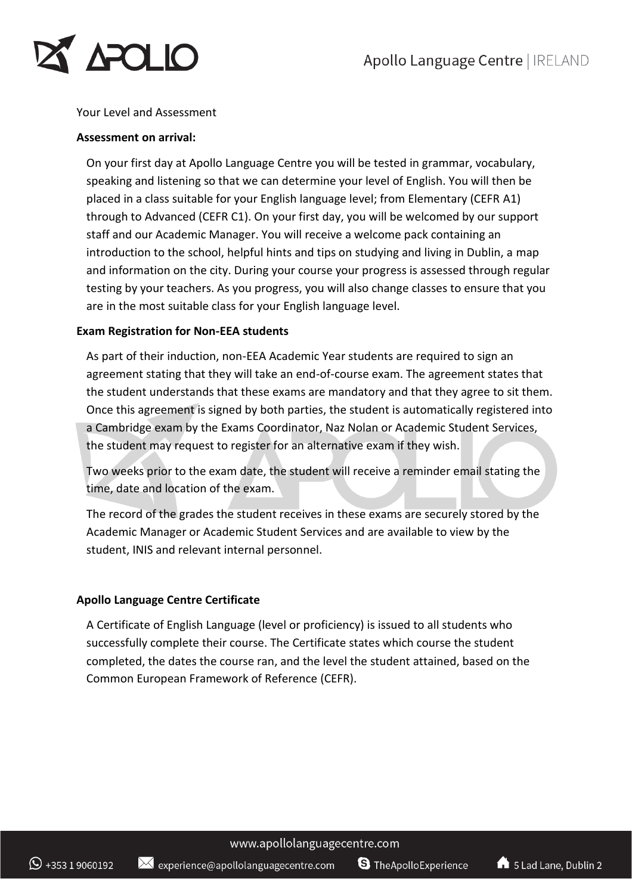Your Level and Assessment

**Assessment on arrival:**

On your first day at Apollo Language Centre you will be tested in grammar, vocabulary, speaking and listening so that we can determine your level of English. You will then be placed in a class suitable for your English language level; from Elementary (CEFR A1) through to Advanced (CEFR C1). On your first day, you will be welcomed by our support staff and our Academic Manager. You will receive a welcome pack containing an introduction to the school, helpful hints and tips on studying and living in Dublin, a map and information on the city. During your course your progress is assessed through regular testing by your teachers. As you progress, you will also change classes to ensure that you are in the most suitable class for your English language level.

**Exam Registration for Non-EEA students**

As part of their induction, non-EEA Academic Year students are required to sign an agreement stating that they will take an end-of-course exam. The agreement states that the student understands that these exams are mandatory and that they agree to sit them. Once this agreement is signed by both parties, the student is automatically registered into a Cambridge exam by the Exams Coordinator, Naz Nolan or Academic Student Services, the student may request to register for an alternative exam if they wish.

Two weeks prior to the exam date, the student will receive a reminder email stating the time, date and location of the exam.

The record of the grades the student receives in these exams are securely stored by the Academic Manager or Academic Student Services and are available to view by the student, INIS and relevant internal personnel.

**Apollo Language Centre Certificate**

A Certificate of English Language (level or proficiency) is issued to all students who successfully complete their course. The Certificate states which course the student completed, the dates the course ran, and the level the student attained, based on the Common European Framework of Reference (CEFR).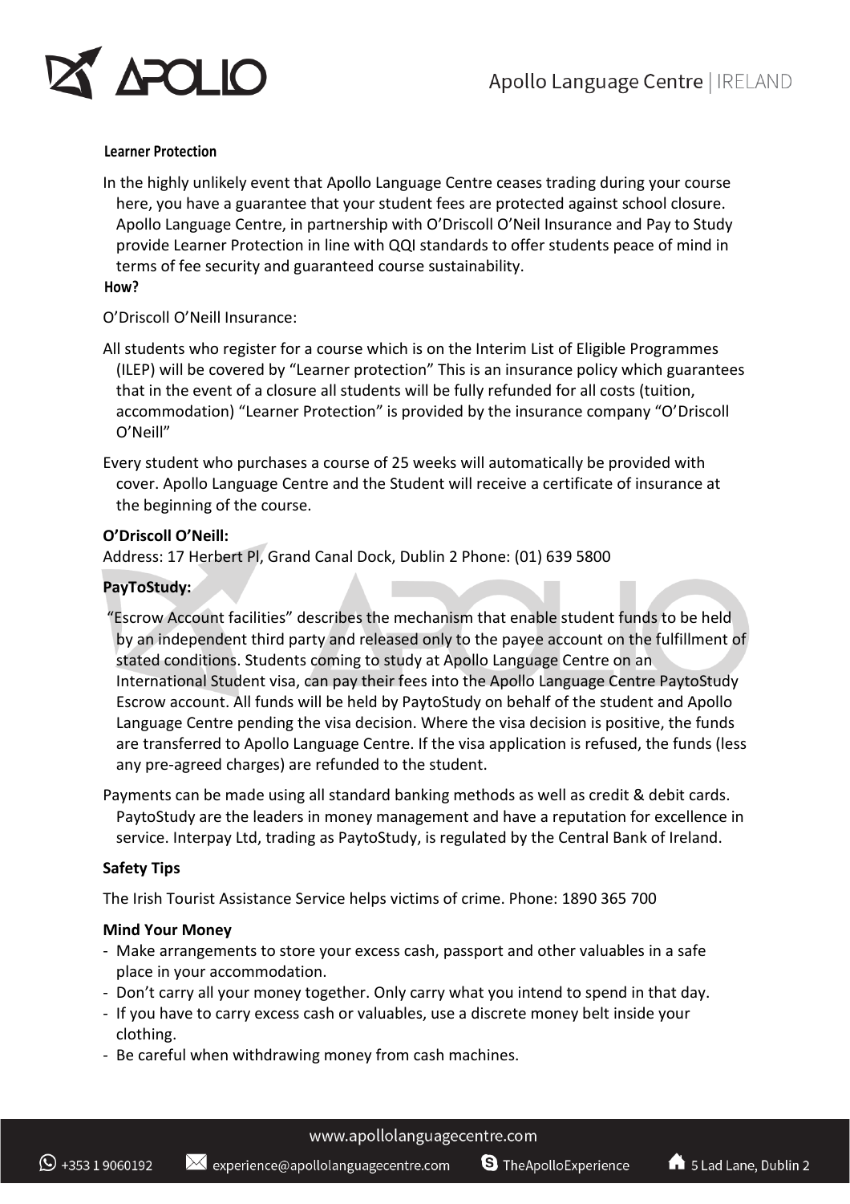### Learner Protection

In the highly unlikely event that Apollo Language Centre ceases trading during your course here, you have a guarantee that your student fees are protected against school closure. Apollo Language Centre, in partnership with O'Driscoll O'Neil Insurance and Pay to Study provide Learner Protection in line with QQI standards to offer students peace of mind in terms of fee security and guaranteed course sustainability.

### How?

O'Driscoll O'Neill Insurance:

All students who register for a course which is on the Interim List of Eligible Programmes (ILEP) will be covered by "Learner protection" This is an insurance policy which guarantees that in the event of a closure all students will be fully refunded for all costs (tuition, accommodation) "Learner Protection" is provided by the insurance company "O'Driscoll O'Neill"

Every student who purchases a course of 25 weeks will automatically be provided with cover. Apollo Language Centre and the Student will receive a certificate of insurance at the beginning of the course.

**O'Driscoll O'Neill:**
Address: 17 Herbert Pl, Grand Canal Dock, Dublin 2 Phone: (01) 639 5800

**PayToStudy:**

"Escrow Account facilities" describes the mechanism that enable student funds to be held by an independent third party and released only to the payee account on the fulfillment of stated conditions. Students coming to study at Apollo Language Centre on an International Student visa, can pay their fees into the Apollo Language Centre PaytoStudy Escrow account. All funds will be held by PaytoStudy on behalf of the student and Apollo Language Centre pending the visa decision. Where the visa decision is positive, the funds are transferred to Apollo Language Centre. If the visa application is refused, the funds (less any pre-agreed charges) are refunded to the student.

Payments can be made using all standard banking methods as well as credit & debit cards. PaytoStudy are the leaders in money management and have a reputation for excellence in service. Interpay Ltd, trading as PaytoStudy, is regulated by the Central Bank of Ireland.

**Safety Tips**

The Irish Tourist Assistance Service helps victims of crime. Phone: 1890 365 700

**Mind Your Money**

- Make arrangements to store your excess cash, passport and other valuables in a safe place in your accommodation.
- Don't carry all your money together. Only carry what you intend to spend in that day.
- If you have to carry excess cash or valuables, use a discrete money belt inside your clothing.
- Be careful when withdrawing money from cash machines.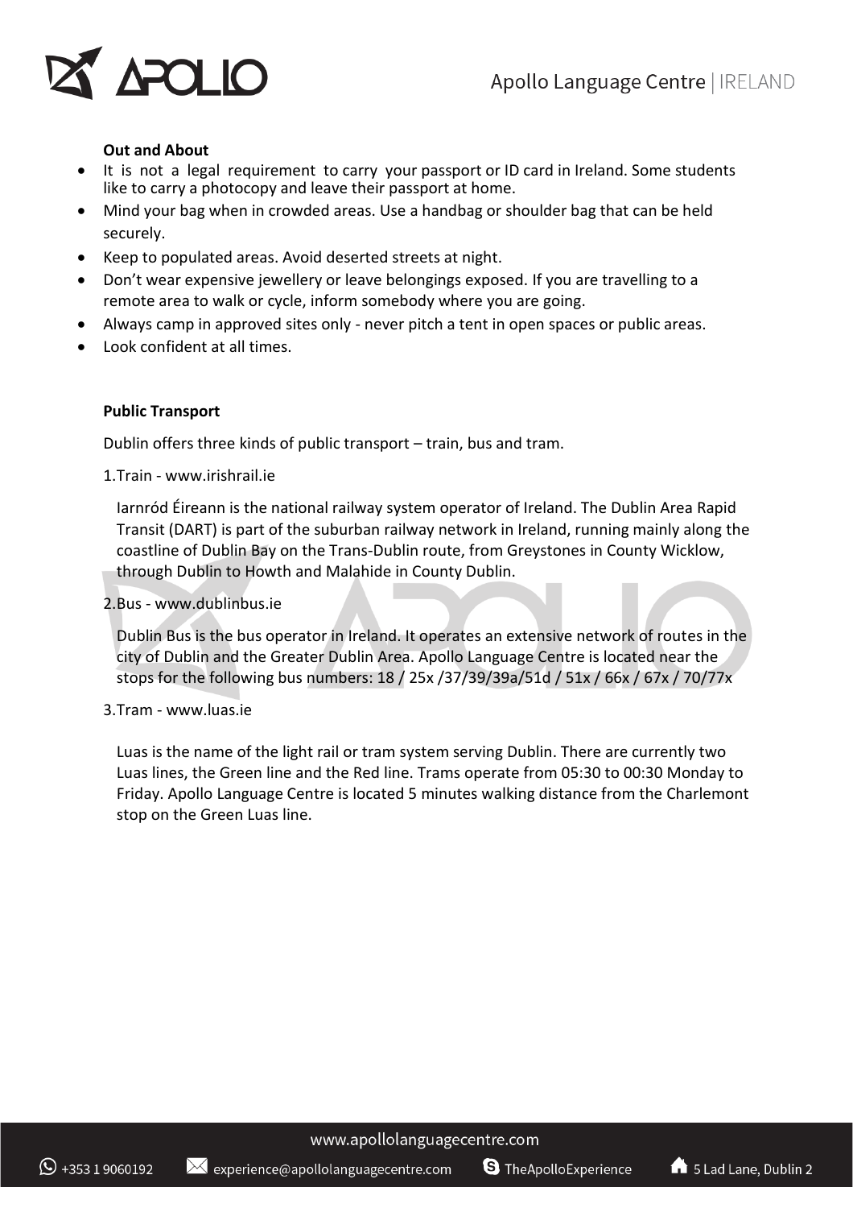### Out and About

- It is not a legal requirement to carry your passport or ID card in Ireland. Some students like to carry a photocopy and leave their passport at home.
- Mind your bag when in crowded areas. Use a handbag or shoulder bag that can be held securely.
- Keep to populated areas. Avoid deserted streets at night.
- Don't wear expensive jewellery or leave belongings exposed. If you are travelling to a remote area to walk or cycle, inform somebody where you are going.
- Always camp in approved sites only - never pitch a tent in open spaces or public areas.
- Look confident at all times.

### Public Transport

Dublin offers three kinds of public transport – train, bus and tram.

1.Train - www.irishrail.ie

Iarnród Éireann is the national railway system operator of Ireland. The Dublin Area Rapid Transit (DART) is part of the suburban railway network in Ireland, running mainly along the coastline of Dublin Bay on the Trans-Dublin route, from Greystones in County Wicklow, through Dublin to Howth and Malahide in County Dublin.

2.Bus - www.dublinbus.ie

Dublin Bus is the bus operator in Ireland. It operates an extensive network of routes in the city of Dublin and the Greater Dublin Area. Apollo Language Centre is located near the stops for the following bus numbers: 18 / 25x /37/39/39a/51d / 51x / 66x / 67x / 70/77x

3.Tram - www.luas.ie

Luas is the name of the light rail or tram system serving Dublin. There are currently two Luas lines, the Green line and the Red line. Trams operate from 05:30 to 00:30 Monday to Friday. Apollo Language Centre is located 5 minutes walking distance from the Charlemont stop on the Green Luas line.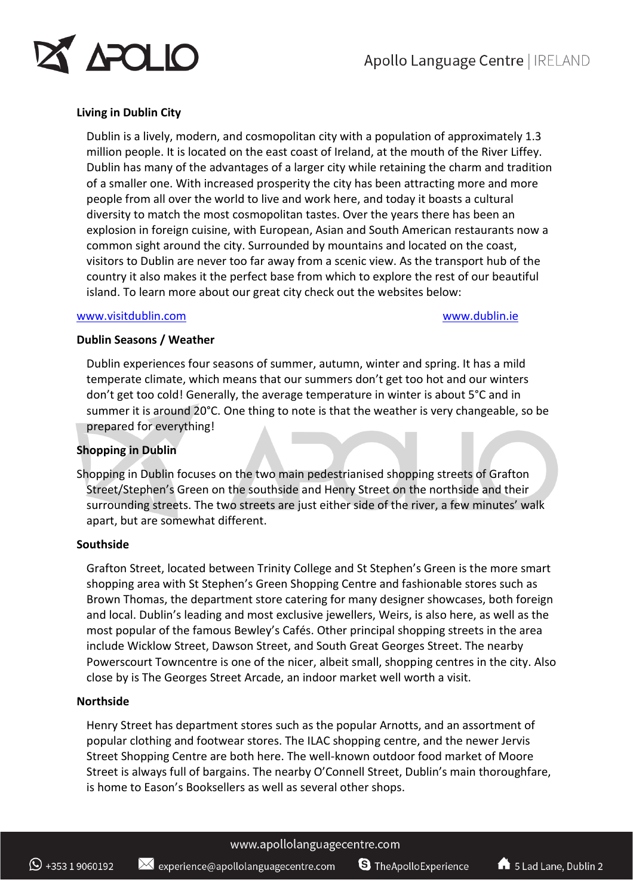## Living in Dublin City

Dublin is a lively, modern, and cosmopolitan city with a population of approximately 1.3 million people. It is located on the east coast of Ireland, at the mouth of the River Liffey. Dublin has many of the advantages of a larger city while retaining the charm and tradition of a smaller one. With increased prosperity the city has been attracting more and more people from all over the world to live and work here, and today it boasts a cultural diversity to match the most cosmopolitan tastes. Over the years there has been an explosion in foreign cuisine, with European, Asian and South American restaurants now a common sight around the city. Surrounded by mountains and located on the coast, visitors to Dublin are never too far away from a scenic view. As the transport hub of the country it also makes it the perfect base from which to explore the rest of our beautiful island. To learn more about our great city check out the websites below:

www.visitdublin.com  www.dublin.ie

## Dublin Seasons / Weather

Dublin experiences four seasons of summer, autumn, winter and spring. It has a mild temperate climate, which means that our summers don't get too hot and our winters don't get too cold! Generally, the average temperature in winter is about 5°C and in summer it is around 20°C. One thing to note is that the weather is very changeable, so be prepared for everything!

## Shopping in Dublin

Shopping in Dublin focuses on the two main pedestrianised shopping streets of Grafton Street/Stephen's Green on the southside and Henry Street on the northside and their surrounding streets. The two streets are just either side of the river, a few minutes' walk apart, but are somewhat different.

### Southside

Grafton Street, located between Trinity College and St Stephen's Green is the more smart shopping area with St Stephen's Green Shopping Centre and fashionable stores such as Brown Thomas, the department store catering for many designer showcases, both foreign and local. Dublin's leading and most exclusive jewellers, Weirs, is also here, as well as the most popular of the famous Bewley's Cafés. Other principal shopping streets in the area include Wicklow Street, Dawson Street, and South Great Georges Street. The nearby Powerscourt Towncentre is one of the nicer, albeit small, shopping centres in the city. Also close by is The Georges Street Arcade, an indoor market well worth a visit.

### Northside

Henry Street has department stores such as the popular Arnotts, and an assortment of popular clothing and footwear stores. The ILAC shopping centre, and the newer Jervis Street Shopping Centre are both here. The well-known outdoor food market of Moore Street is always full of bargains. The nearby O'Connell Street, Dublin's main thoroughfare, is home to Eason's Booksellers as well as several other shops.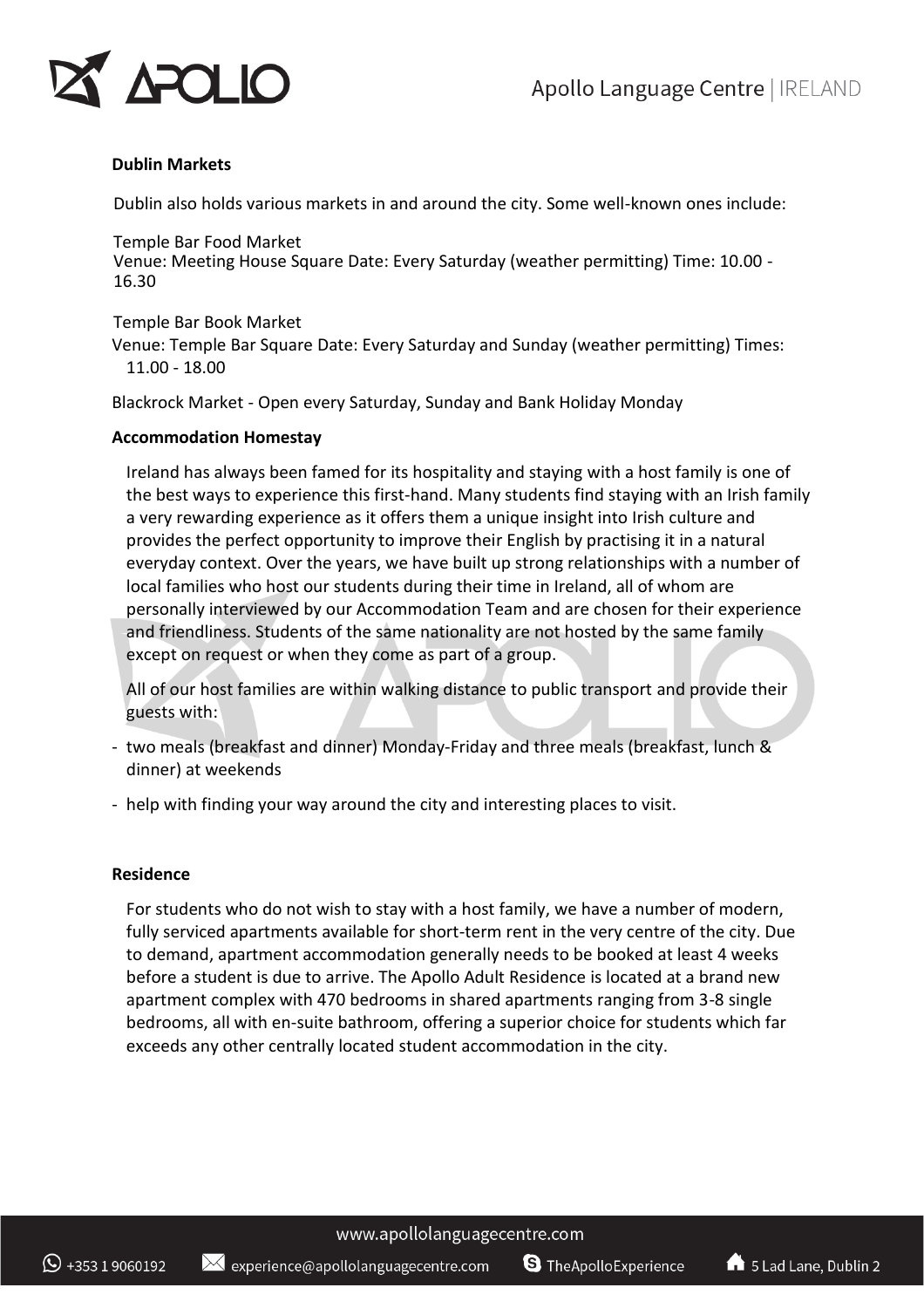**Dublin Markets**

Dublin also holds various markets in and around the city. Some well-known ones include:

Temple Bar Food Market
Venue: Meeting House Square Date: Every Saturday (weather permitting) Time: 10.00 - 16.30

Temple Bar Book Market
Venue: Temple Bar Square Date: Every Saturday and Sunday (weather permitting) Times: 11.00 - 18.00

Blackrock Market - Open every Saturday, Sunday and Bank Holiday Monday

**Accommodation Homestay**

Ireland has always been famed for its hospitality and staying with a host family is one of the best ways to experience this first-hand. Many students find staying with an Irish family a very rewarding experience as it offers them a unique insight into Irish culture and provides the perfect opportunity to improve their English by practising it in a natural everyday context. Over the years, we have built up strong relationships with a number of local families who host our students during their time in Ireland, all of whom are personally interviewed by our Accommodation Team and are chosen for their experience and friendliness. Students of the same nationality are not hosted by the same family except on request or when they come as part of a group.

All of our host families are within walking distance to public transport and provide their guests with:

- two meals (breakfast and dinner) Monday-Friday and three meals (breakfast, lunch & dinner) at weekends
- help with finding your way around the city and interesting places to visit.

**Residence**

For students who do not wish to stay with a host family, we have a number of modern, fully serviced apartments available for short-term rent in the very centre of the city. Due to demand, apartment accommodation generally needs to be booked at least 4 weeks before a student is due to arrive. The Apollo Adult Residence is located at a brand new apartment complex with 470 bedrooms in shared apartments ranging from 3-8 single bedrooms, all with en-suite bathroom, offering a superior choice for students which far exceeds any other centrally located student accommodation in the city.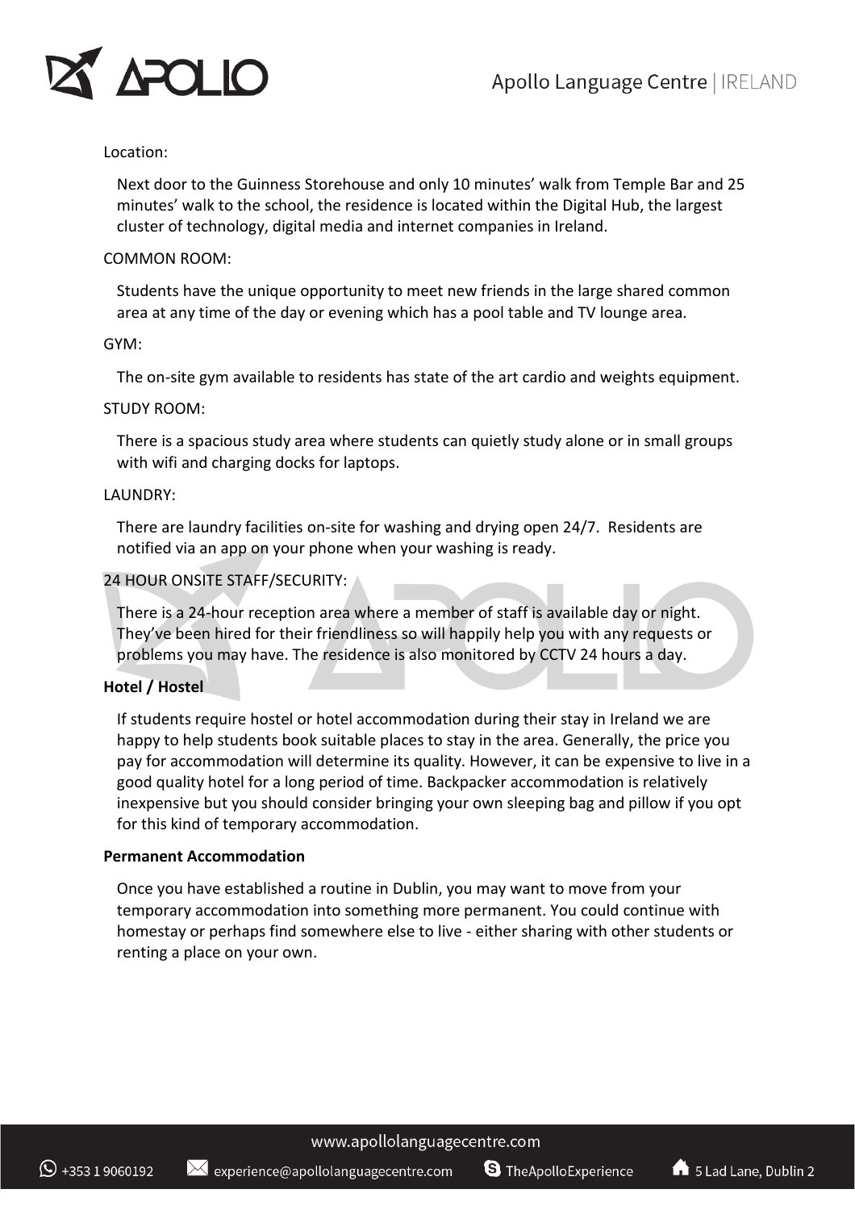Location:

Next door to the Guinness Storehouse and only 10 minutes' walk from Temple Bar and 25 minutes' walk to the school, the residence is located within the Digital Hub, the largest cluster of technology, digital media and internet companies in Ireland.

COMMON ROOM:

Students have the unique opportunity to meet new friends in the large shared common area at any time of the day or evening which has a pool table and TV lounge area.

GYM:

The on-site gym available to residents has state of the art cardio and weights equipment.

STUDY ROOM:

There is a spacious study area where students can quietly study alone or in small groups with wifi and charging docks for laptops.

LAUNDRY:

There are laundry facilities on-site for washing and drying open 24/7. Residents are notified via an app on your phone when your washing is ready.

24 HOUR ONSITE STAFF/SECURITY:

There is a 24-hour reception area where a member of staff is available day or night. They've been hired for their friendliness so will happily help you with any requests or problems you may have. The residence is also monitored by CCTV 24 hours a day.

**Hotel / Hostel**

If students require hostel or hotel accommodation during their stay in Ireland we are happy to help students book suitable places to stay in the area. Generally, the price you pay for accommodation will determine its quality. However, it can be expensive to live in a good quality hotel for a long period of time. Backpacker accommodation is relatively inexpensive but you should consider bringing your own sleeping bag and pillow if you opt for this kind of temporary accommodation.

**Permanent Accommodation**

Once you have established a routine in Dublin, you may want to move from your temporary accommodation into something more permanent. You could continue with homestay or perhaps find somewhere else to live - either sharing with other students or renting a place on your own.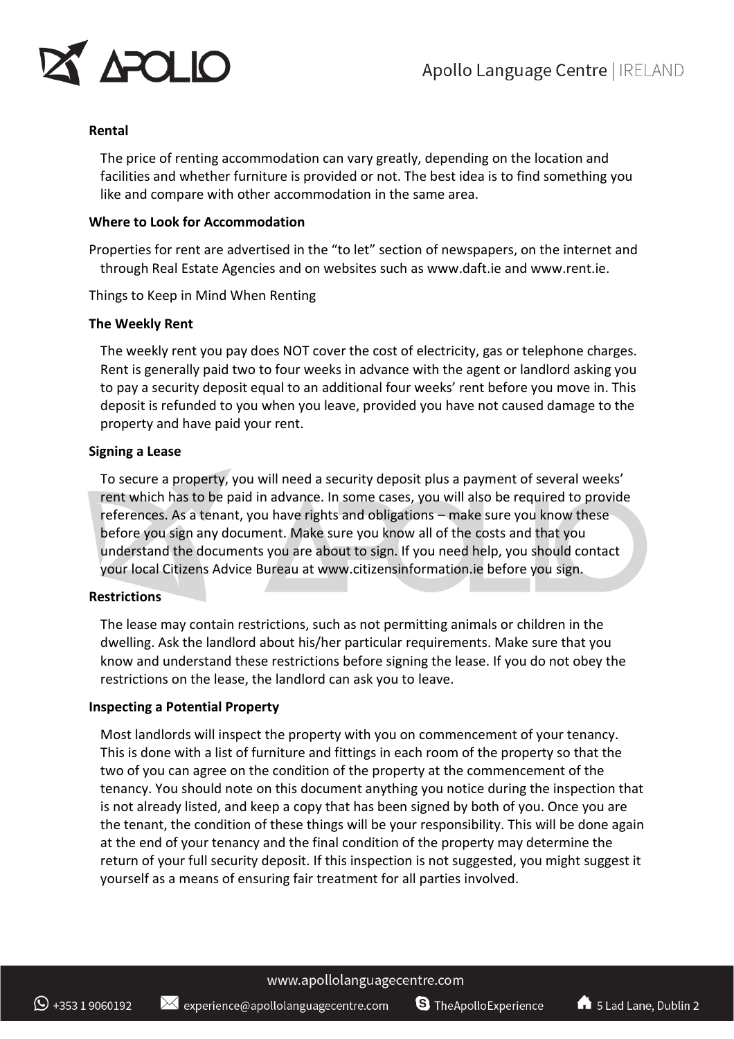**Rental**

The price of renting accommodation can vary greatly, depending on the location and facilities and whether furniture is provided or not. The best idea is to find something you like and compare with other accommodation in the same area.

**Where to Look for Accommodation**

Properties for rent are advertised in the "to let" section of newspapers, on the internet and through Real Estate Agencies and on websites such as www.daft.ie and www.rent.ie.

Things to Keep in Mind When Renting

**The Weekly Rent**

The weekly rent you pay does NOT cover the cost of electricity, gas or telephone charges. Rent is generally paid two to four weeks in advance with the agent or landlord asking you to pay a security deposit equal to an additional four weeks' rent before you move in. This deposit is refunded to you when you leave, provided you have not caused damage to the property and have paid your rent.

**Signing a Lease**

To secure a property, you will need a security deposit plus a payment of several weeks' rent which has to be paid in advance. In some cases, you will also be required to provide references. As a tenant, you have rights and obligations – make sure you know these before you sign any document. Make sure you know all of the costs and that you understand the documents you are about to sign. If you need help, you should contact your local Citizens Advice Bureau at www.citizensinformation.ie before you sign.

**Restrictions**

The lease may contain restrictions, such as not permitting animals or children in the dwelling. Ask the landlord about his/her particular requirements. Make sure that you know and understand these restrictions before signing the lease. If you do not obey the restrictions on the lease, the landlord can ask you to leave.

**Inspecting a Potential Property**

Most landlords will inspect the property with you on commencement of your tenancy. This is done with a list of furniture and fittings in each room of the property so that the two of you can agree on the condition of the property at the commencement of the tenancy. You should note on this document anything you notice during the inspection that is not already listed, and keep a copy that has been signed by both of you. Once you are the tenant, the condition of these things will be your responsibility. This will be done again at the end of your tenancy and the final condition of the property may determine the return of your full security deposit. If this inspection is not suggested, you might suggest it yourself as a means of ensuring fair treatment for all parties involved.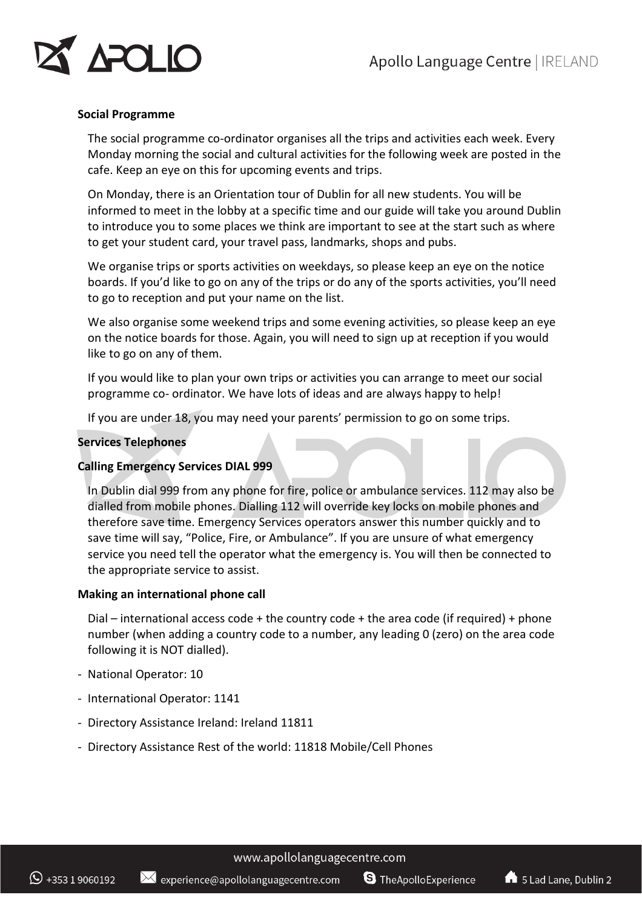**Social Programme**

The social programme co-ordinator organises all the trips and activities each week. Every Monday morning the social and cultural activities for the following week are posted in the cafe. Keep an eye on this for upcoming events and trips.

On Monday, there is an Orientation tour of Dublin for all new students. You will be informed to meet in the lobby at a specific time and our guide will take you around Dublin to introduce you to some places we think are important to see at the start such as where to get your student card, your travel pass, landmarks, shops and pubs.

We organise trips or sports activities on weekdays, so please keep an eye on the notice boards. If you'd like to go on any of the trips or do any of the sports activities, you'll need to go to reception and put your name on the list.

We also organise some weekend trips and some evening activities, so please keep an eye on the notice boards for those. Again, you will need to sign up at reception if you would like to go on any of them.

If you would like to plan your own trips or activities you can arrange to meet our social programme co- ordinator. We have lots of ideas and are always happy to help!

If you are under 18, you may need your parents' permission to go on some trips.

**Services Telephones**

**Calling Emergency Services DIAL 999**

In Dublin dial 999 from any phone for fire, police or ambulance services. 112 may also be dialled from mobile phones. Dialling 112 will override key locks on mobile phones and therefore save time. Emergency Services operators answer this number quickly and to save time will say, "Police, Fire, or Ambulance". If you are unsure of what emergency service you need tell the operator what the emergency is. You will then be connected to the appropriate service to assist.

**Making an international phone call**

Dial – international access code + the country code + the area code (if required) + phone number (when adding a country code to a number, any leading 0 (zero) on the area code following it is NOT dialled).

- National Operator: 10
- International Operator: 1141
- Directory Assistance Ireland: Ireland 11811
- Directory Assistance Rest of the world: 11818 Mobile/Cell Phones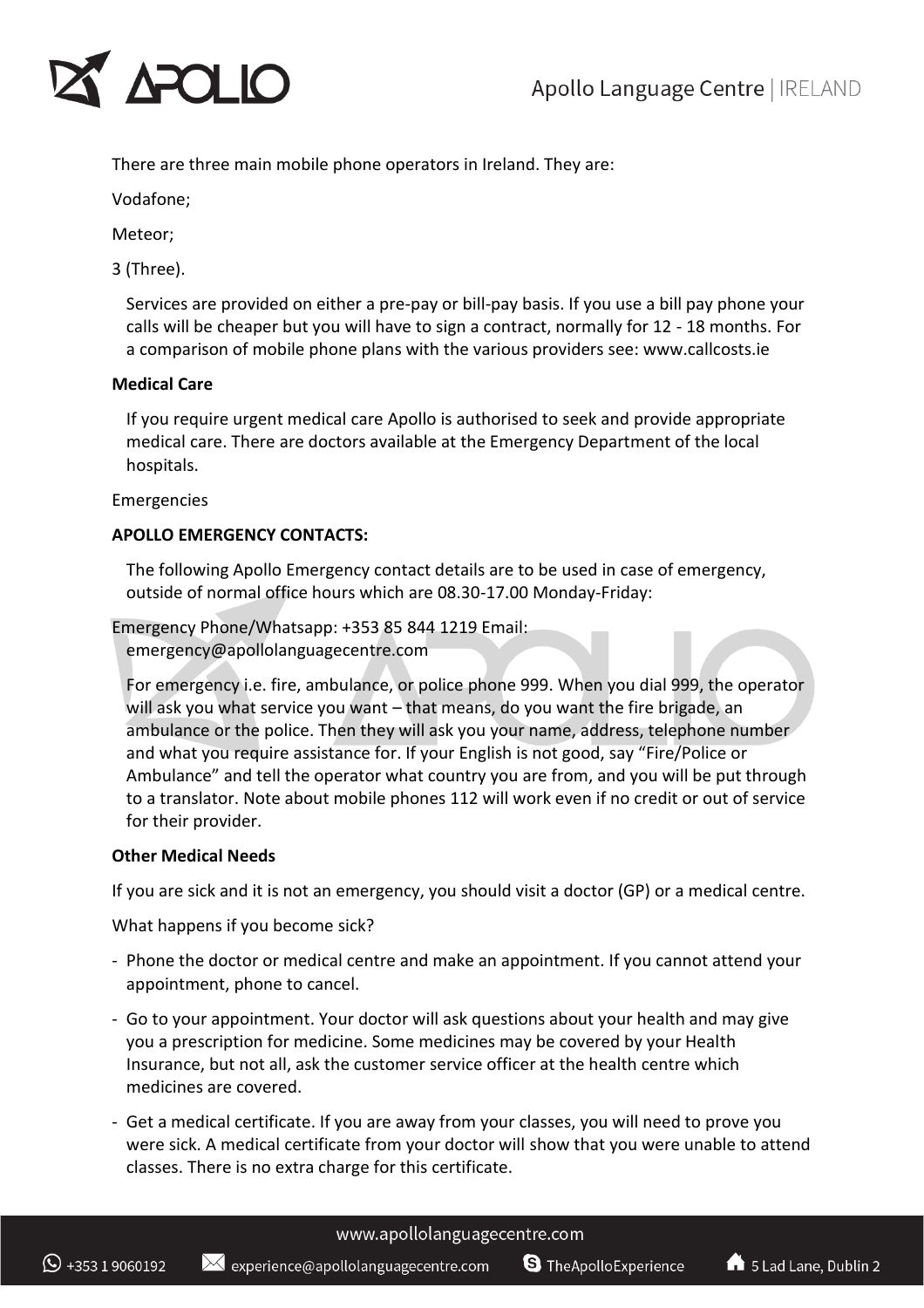There are three main mobile phone operators in Ireland. They are:

Vodafone;

Meteor;

3 (Three).

Services are provided on either a pre-pay or bill-pay basis. If you use a bill pay phone your calls will be cheaper but you will have to sign a contract, normally for 12 - 18 months. For a comparison of mobile phone plans with the various providers see: www.callcosts.ie

**Medical Care**

If you require urgent medical care Apollo is authorised to seek and provide appropriate medical care. There are doctors available at the Emergency Department of the local hospitals.

Emergencies

**APOLLO EMERGENCY CONTACTS:**

The following Apollo Emergency contact details are to be used in case of emergency, outside of normal office hours which are 08.30-17.00 Monday-Friday:

Emergency Phone/Whatsapp: +353 85 844 1219 Email: emergency@apollolanguagecentre.com

For emergency i.e. fire, ambulance, or police phone 999. When you dial 999, the operator will ask you what service you want – that means, do you want the fire brigade, an ambulance or the police. Then they will ask you your name, address, telephone number and what you require assistance for. If your English is not good, say "Fire/Police or Ambulance" and tell the operator what country you are from, and you will be put through to a translator. Note about mobile phones 112 will work even if no credit or out of service for their provider.

**Other Medical Needs**

If you are sick and it is not an emergency, you should visit a doctor (GP) or a medical centre.

What happens if you become sick?

- Phone the doctor or medical centre and make an appointment. If you cannot attend your appointment, phone to cancel.
- Go to your appointment. Your doctor will ask questions about your health and may give you a prescription for medicine. Some medicines may be covered by your Health Insurance, but not all, ask the customer service officer at the health centre which medicines are covered.
- Get a medical certificate. If you are away from your classes, you will need to prove you were sick. A medical certificate from your doctor will show that you were unable to attend classes. There is no extra charge for this certificate.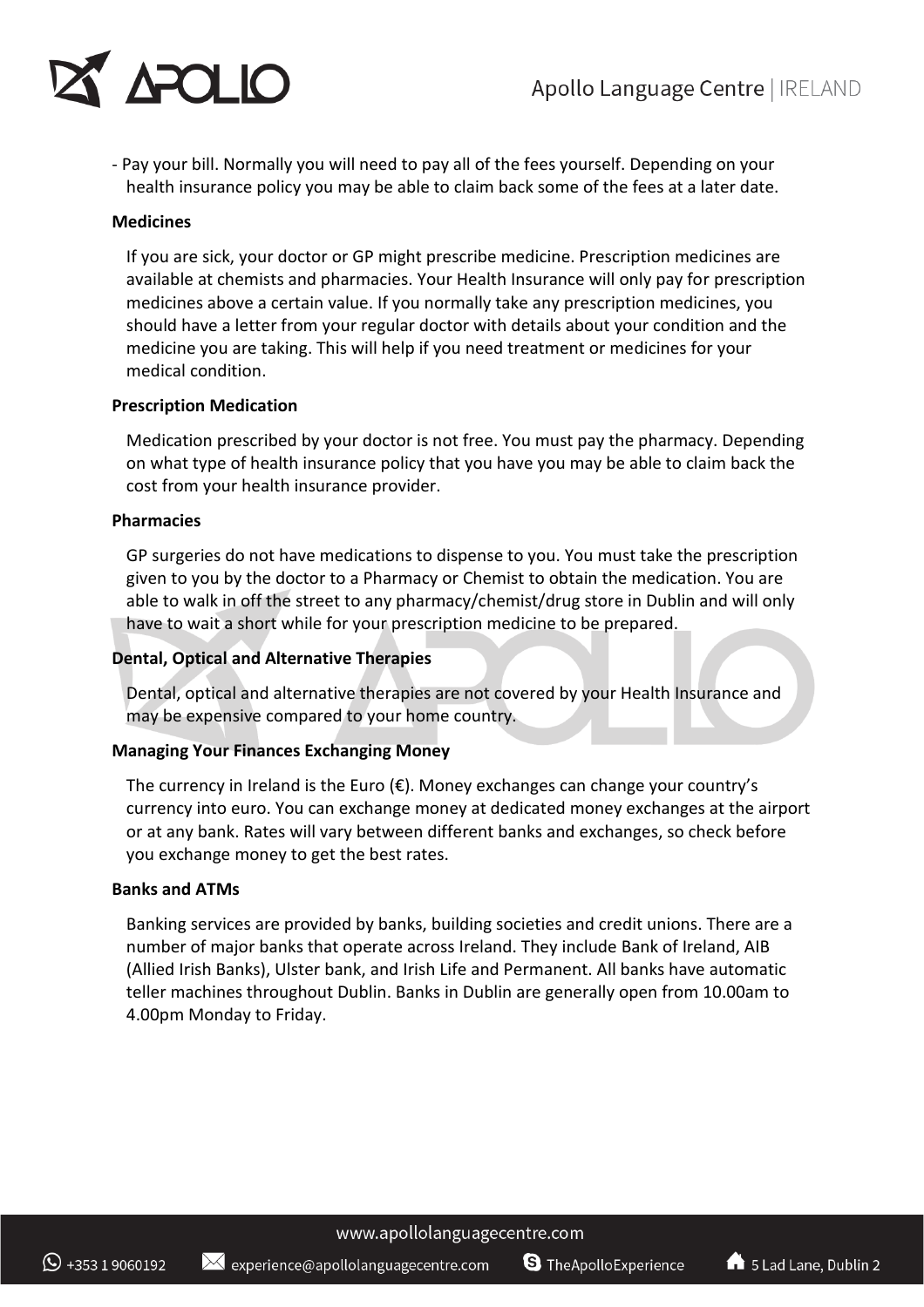- Pay your bill. Normally you will need to pay all of the fees yourself. Depending on your health insurance policy you may be able to claim back some of the fees at a later date.

**Medicines**

If you are sick, your doctor or GP might prescribe medicine. Prescription medicines are available at chemists and pharmacies. Your Health Insurance will only pay for prescription medicines above a certain value. If you normally take any prescription medicines, you should have a letter from your regular doctor with details about your condition and the medicine you are taking. This will help if you need treatment or medicines for your medical condition.

**Prescription Medication**

Medication prescribed by your doctor is not free. You must pay the pharmacy. Depending on what type of health insurance policy that you have you may be able to claim back the cost from your health insurance provider.

**Pharmacies**

GP surgeries do not have medications to dispense to you. You must take the prescription given to you by the doctor to a Pharmacy or Chemist to obtain the medication. You are able to walk in off the street to any pharmacy/chemist/drug store in Dublin and will only have to wait a short while for your prescription medicine to be prepared.

**Dental, Optical and Alternative Therapies**

Dental, optical and alternative therapies are not covered by your Health Insurance and may be expensive compared to your home country.

**Managing Your Finances Exchanging Money**

The currency in Ireland is the Euro (€). Money exchanges can change your country's currency into euro. You can exchange money at dedicated money exchanges at the airport or at any bank. Rates will vary between different banks and exchanges, so check before you exchange money to get the best rates.

**Banks and ATMs**

Banking services are provided by banks, building societies and credit unions. There are a number of major banks that operate across Ireland. They include Bank of Ireland, AIB (Allied Irish Banks), Ulster bank, and Irish Life and Permanent. All banks have automatic teller machines throughout Dublin. Banks in Dublin are generally open from 10.00am to 4.00pm Monday to Friday.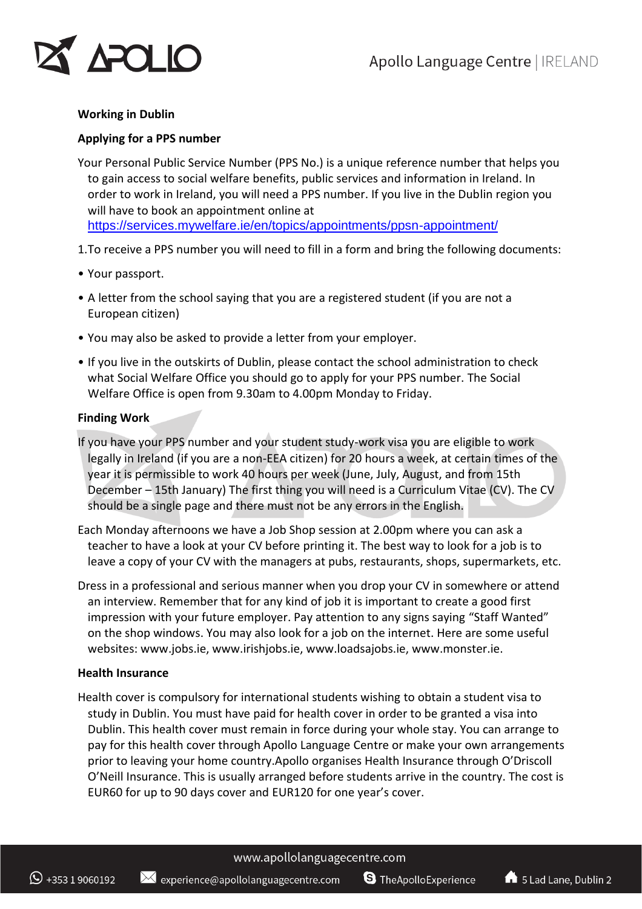**Working in Dublin**

**Applying for a PPS number**

Your Personal Public Service Number (PPS No.) is a unique reference number that helps you to gain access to social welfare benefits, public services and information in Ireland. In order to work in Ireland, you will need a PPS number. If you live in the Dublin region you will have to book an appointment online at https://services.mywelfare.ie/en/topics/appointments/ppsn-appointment/

1.To receive a PPS number you will need to fill in a form and bring the following documents:

- Your passport.
- A letter from the school saying that you are a registered student (if you are not a European citizen)
- You may also be asked to provide a letter from your employer.
- If you live in the outskirts of Dublin, please contact the school administration to check what Social Welfare Office you should go to apply for your PPS number. The Social Welfare Office is open from 9.30am to 4.00pm Monday to Friday.

**Finding Work**

If you have your PPS number and your student study-work visa you are eligible to work legally in Ireland (if you are a non-EEA citizen) for 20 hours a week, at certain times of the year it is permissible to work 40 hours per week (June, July, August, and from 15th December – 15th January) The first thing you will need is a Curriculum Vitae (CV). The CV should be a single page and there must not be any errors in the English.

Each Monday afternoons we have a Job Shop session at 2.00pm where you can ask a teacher to have a look at your CV before printing it. The best way to look for a job is to leave a copy of your CV with the managers at pubs, restaurants, shops, supermarkets, etc.

Dress in a professional and serious manner when you drop your CV in somewhere or attend an interview. Remember that for any kind of job it is important to create a good first impression with your future employer. Pay attention to any signs saying "Staff Wanted" on the shop windows. You may also look for a job on the internet. Here are some useful websites: www.jobs.ie, www.irishjobs.ie, www.loadsajobs.ie, www.monster.ie.

**Health Insurance**

Health cover is compulsory for international students wishing to obtain a student visa to study in Dublin. You must have paid for health cover in order to be granted a visa into Dublin. This health cover must remain in force during your whole stay. You can arrange to pay for this health cover through Apollo Language Centre or make your own arrangements prior to leaving your home country.Apollo organises Health Insurance through O'Driscoll O'Neill Insurance. This is usually arranged before students arrive in the country. The cost is EUR60 for up to 90 days cover and EUR120 for one year's cover.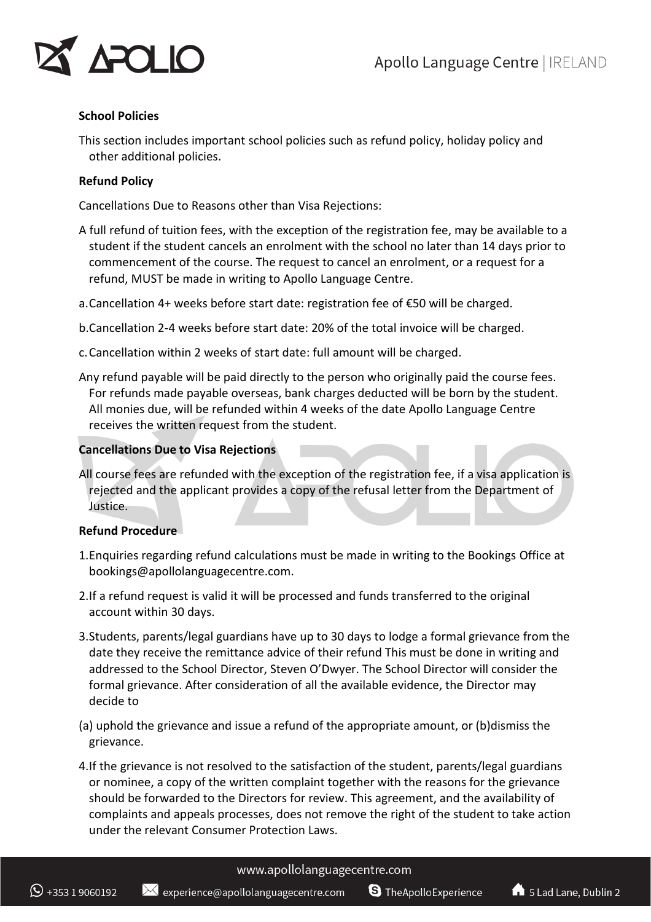**School Policies**

This section includes important school policies such as refund policy, holiday policy and other additional policies.

**Refund Policy**

Cancellations Due to Reasons other than Visa Rejections:

A full refund of tuition fees, with the exception of the registration fee, may be available to a student if the student cancels an enrolment with the school no later than 14 days prior to commencement of the course. The request to cancel an enrolment, or a request for a refund, MUST be made in writing to Apollo Language Centre.

a. Cancellation 4+ weeks before start date: registration fee of €50 will be charged.

b. Cancellation 2-4 weeks before start date: 20% of the total invoice will be charged.

c. Cancellation within 2 weeks of start date: full amount will be charged.

Any refund payable will be paid directly to the person who originally paid the course fees. For refunds made payable overseas, bank charges deducted will be born by the student. All monies due, will be refunded within 4 weeks of the date Apollo Language Centre receives the written request from the student.

**Cancellations Due to Visa Rejections**

All course fees are refunded with the exception of the registration fee, if a visa application is rejected and the applicant provides a copy of the refusal letter from the Department of Justice.

**Refund Procedure**

1. Enquiries regarding refund calculations must be made in writing to the Bookings Office at bookings@apollolanguagecentre.com.

2. If a refund request is valid it will be processed and funds transferred to the original account within 30 days.

3. Students, parents/legal guardians have up to 30 days to lodge a formal grievance from the date they receive the remittance advice of their refund This must be done in writing and addressed to the School Director, Steven O'Dwyer. The School Director will consider the formal grievance. After consideration of all the available evidence, the Director may decide to

(a) uphold the grievance and issue a refund of the appropriate amount, or (b)dismiss the grievance.

4. If the grievance is not resolved to the satisfaction of the student, parents/legal guardians or nominee, a copy of the written complaint together with the reasons for the grievance should be forwarded to the Directors for review. This agreement, and the availability of complaints and appeals processes, does not remove the right of the student to take action under the relevant Consumer Protection Laws.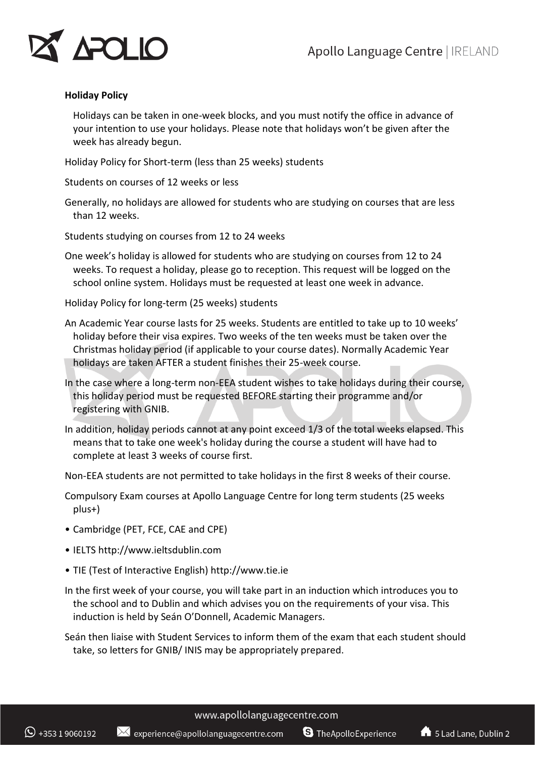**Holiday Policy**

Holidays can be taken in one-week blocks, and you must notify the office in advance of your intention to use your holidays. Please note that holidays won't be given after the week has already begun.

Holiday Policy for Short-term (less than 25 weeks) students

Students on courses of 12 weeks or less

Generally, no holidays are allowed for students who are studying on courses that are less than 12 weeks.

Students studying on courses from 12 to 24 weeks

One week's holiday is allowed for students who are studying on courses from 12 to 24 weeks. To request a holiday, please go to reception. This request will be logged on the school online system. Holidays must be requested at least one week in advance.

Holiday Policy for long-term (25 weeks) students

An Academic Year course lasts for 25 weeks. Students are entitled to take up to 10 weeks' holiday before their visa expires. Two weeks of the ten weeks must be taken over the Christmas holiday period (if applicable to your course dates). Normally Academic Year holidays are taken AFTER a student finishes their 25-week course.

In the case where a long-term non-EEA student wishes to take holidays during their course, this holiday period must be requested BEFORE starting their programme and/or registering with GNIB.

In addition, holiday periods cannot at any point exceed 1/3 of the total weeks elapsed. This means that to take one week's holiday during the course a student will have had to complete at least 3 weeks of course first.

Non-EEA students are not permitted to take holidays in the first 8 weeks of their course.

Compulsory Exam courses at Apollo Language Centre for long term students (25 weeks plus+)

- Cambridge (PET, FCE, CAE and CPE)
- IELTS http://www.ieltsdublin.com
- TIE (Test of Interactive English) http://www.tie.ie

In the first week of your course, you will take part in an induction which introduces you to the school and to Dublin and which advises you on the requirements of your visa. This induction is held by Seán O'Donnell, Academic Managers.

Seán then liaise with Student Services to inform them of the exam that each student should take, so letters for GNIB/ INIS may be appropriately prepared.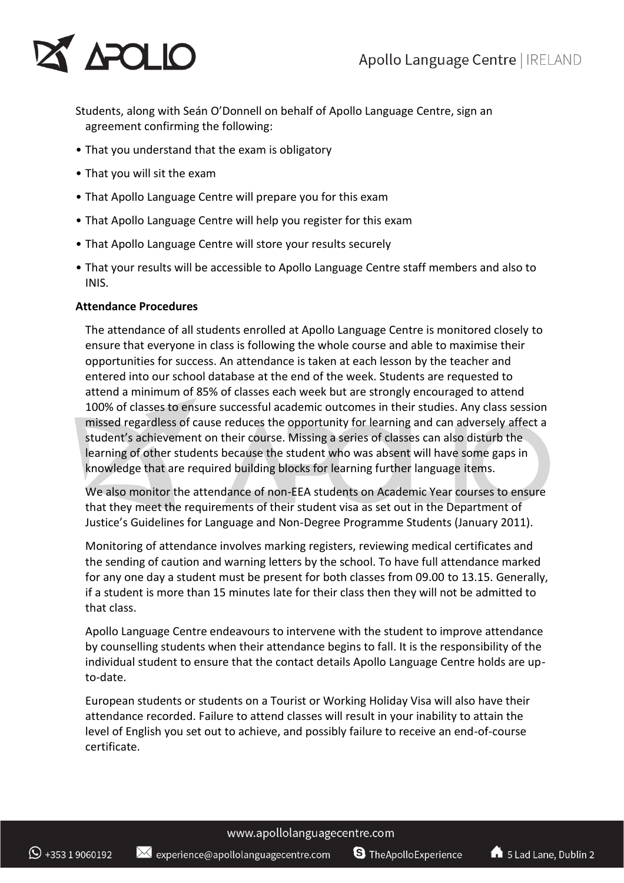Students, along with Seán O'Donnell on behalf of Apollo Language Centre, sign an agreement confirming the following:

- That you understand that the exam is obligatory
- That you will sit the exam
- That Apollo Language Centre will prepare you for this exam
- That Apollo Language Centre will help you register for this exam
- That Apollo Language Centre will store your results securely
- That your results will be accessible to Apollo Language Centre staff members and also to INIS.

**Attendance Procedures**

The attendance of all students enrolled at Apollo Language Centre is monitored closely to ensure that everyone in class is following the whole course and able to maximise their opportunities for success. An attendance is taken at each lesson by the teacher and entered into our school database at the end of the week. Students are requested to attend a minimum of 85% of classes each week but are strongly encouraged to attend 100% of classes to ensure successful academic outcomes in their studies. Any class session missed regardless of cause reduces the opportunity for learning and can adversely affect a student's achievement on their course. Missing a series of classes can also disturb the learning of other students because the student who was absent will have some gaps in knowledge that are required building blocks for learning further language items.

We also monitor the attendance of non-EEA students on Academic Year courses to ensure that they meet the requirements of their student visa as set out in the Department of Justice's Guidelines for Language and Non-Degree Programme Students (January 2011).

Monitoring of attendance involves marking registers, reviewing medical certificates and the sending of caution and warning letters by the school. To have full attendance marked for any one day a student must be present for both classes from 09.00 to 13.15. Generally, if a student is more than 15 minutes late for their class then they will not be admitted to that class.

Apollo Language Centre endeavours to intervene with the student to improve attendance by counselling students when their attendance begins to fall. It is the responsibility of the individual student to ensure that the contact details Apollo Language Centre holds are up-to-date.

European students or students on a Tourist or Working Holiday Visa will also have their attendance recorded. Failure to attend classes will result in your inability to attain the level of English you set out to achieve, and possibly failure to receive an end-of-course certificate.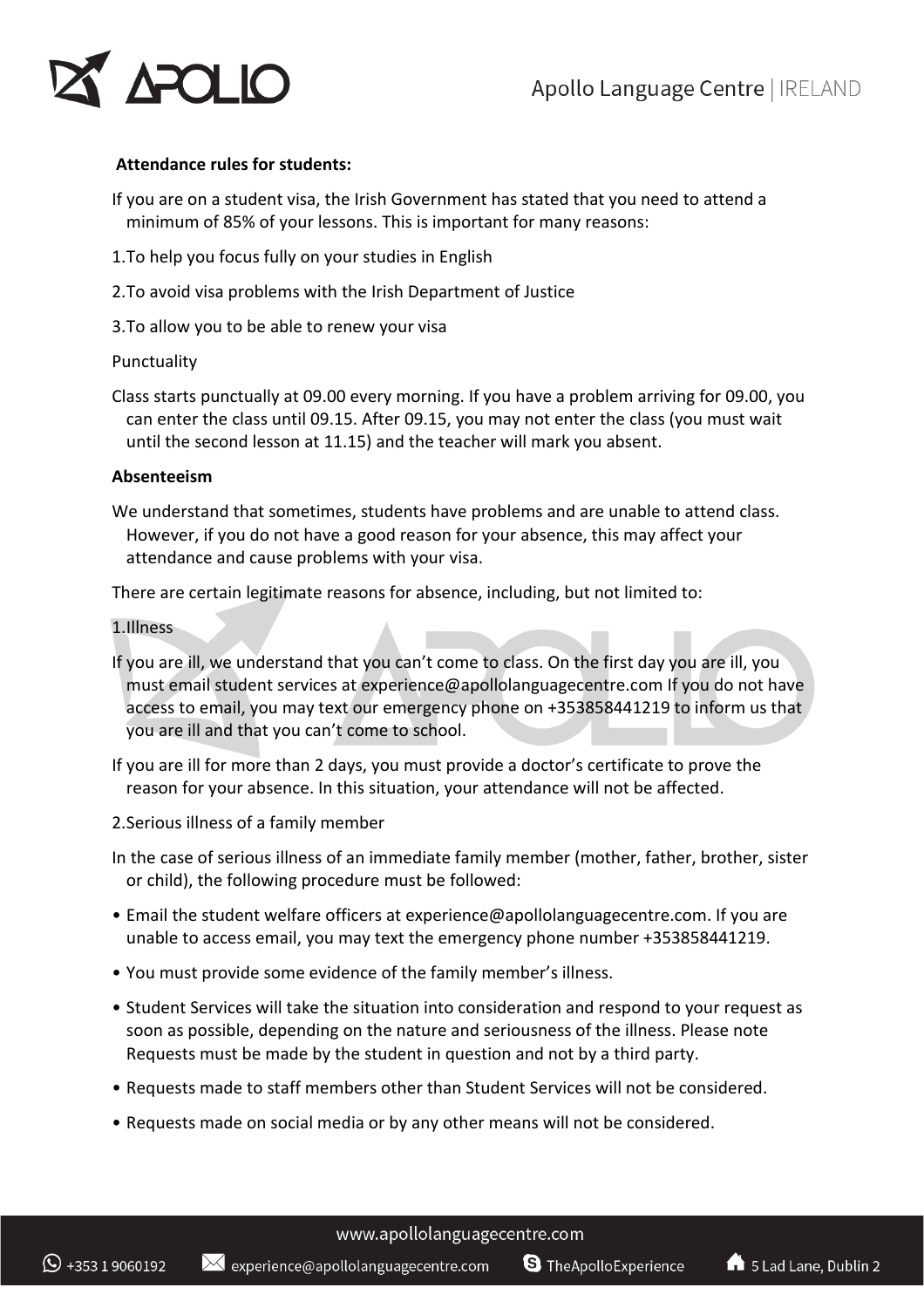**Attendance rules for students:**

If you are on a student visa, the Irish Government has stated that you need to attend a minimum of 85% of your lessons. This is important for many reasons:

1. To help you focus fully on your studies in English
2. To avoid visa problems with the Irish Department of Justice
3. To allow you to be able to renew your visa

Punctuality

Class starts punctually at 09.00 every morning. If you have a problem arriving for 09.00, you can enter the class until 09.15. After 09.15, you may not enter the class (you must wait until the second lesson at 11.15) and the teacher will mark you absent.

**Absenteeism**

We understand that sometimes, students have problems and are unable to attend class. However, if you do not have a good reason for your absence, this may affect your attendance and cause problems with your visa.

There are certain legitimate reasons for absence, including, but not limited to:

1. Illness

If you are ill, we understand that you can't come to class. On the first day you are ill, you must email student services at experience@apollolanguagecentre.com If you do not have access to email, you may text our emergency phone on +353858441219 to inform us that you are ill and that you can't come to school.

If you are ill for more than 2 days, you must provide a doctor's certificate to prove the reason for your absence. In this situation, your attendance will not be affected.

2. Serious illness of a family member

In the case of serious illness of an immediate family member (mother, father, brother, sister or child), the following procedure must be followed:

- Email the student welfare officers at experience@apollolanguagecentre.com. If you are unable to access email, you may text the emergency phone number +353858441219.
- You must provide some evidence of the family member's illness.
- Student Services will take the situation into consideration and respond to your request as soon as possible, depending on the nature and seriousness of the illness. Please note Requests must be made by the student in question and not by a third party.
- Requests made to staff members other than Student Services will not be considered.
- Requests made on social media or by any other means will not be considered.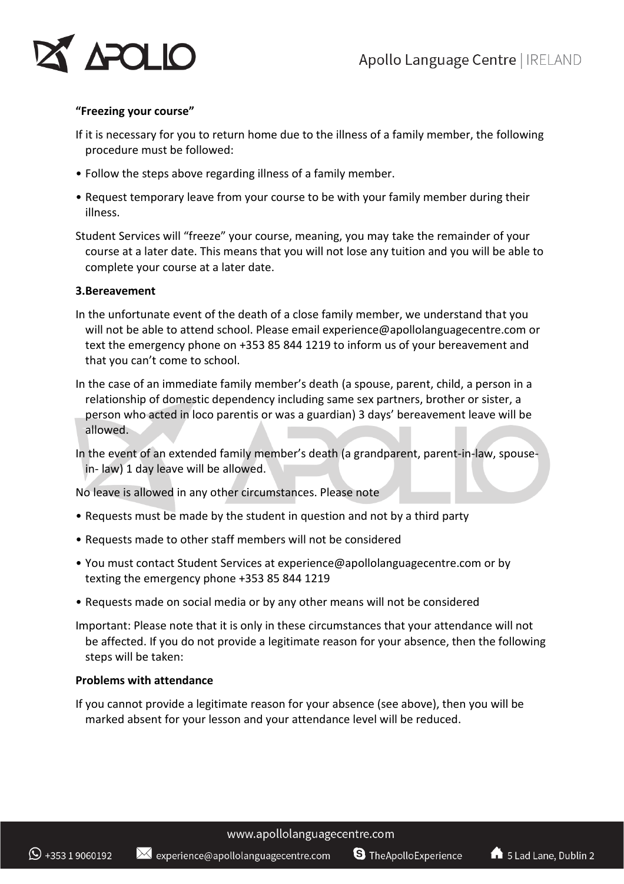**“Freezing your course”**

If it is necessary for you to return home due to the illness of a family member, the following procedure must be followed:

- Follow the steps above regarding illness of a family member.
- Request temporary leave from your course to be with your family member during their illness.

Student Services will “freeze” your course, meaning, you may take the remainder of your course at a later date. This means that you will not lose any tuition and you will be able to complete your course at a later date.

**3.Bereavement**

In the unfortunate event of the death of a close family member, we understand that you will not be able to attend school. Please email experience@apollolanguagecentre.com or text the emergency phone on +353 85 844 1219 to inform us of your bereavement and that you can’t come to school.

In the case of an immediate family member’s death (a spouse, parent, child, a person in a relationship of domestic dependency including same sex partners, brother or sister, a person who acted in loco parentis or was a guardian) 3 days’ bereavement leave will be allowed.

In the event of an extended family member’s death (a grandparent, parent-in-law, spouse-in- law) 1 day leave will be allowed.

No leave is allowed in any other circumstances. Please note

- Requests must be made by the student in question and not by a third party
- Requests made to other staff members will not be considered
- You must contact Student Services at experience@apollolanguagecentre.com or by texting the emergency phone +353 85 844 1219
- Requests made on social media or by any other means will not be considered

Important: Please note that it is only in these circumstances that your attendance will not be affected. If you do not provide a legitimate reason for your absence, then the following steps will be taken:

**Problems with attendance**

If you cannot provide a legitimate reason for your absence (see above), then you will be marked absent for your lesson and your attendance level will be reduced.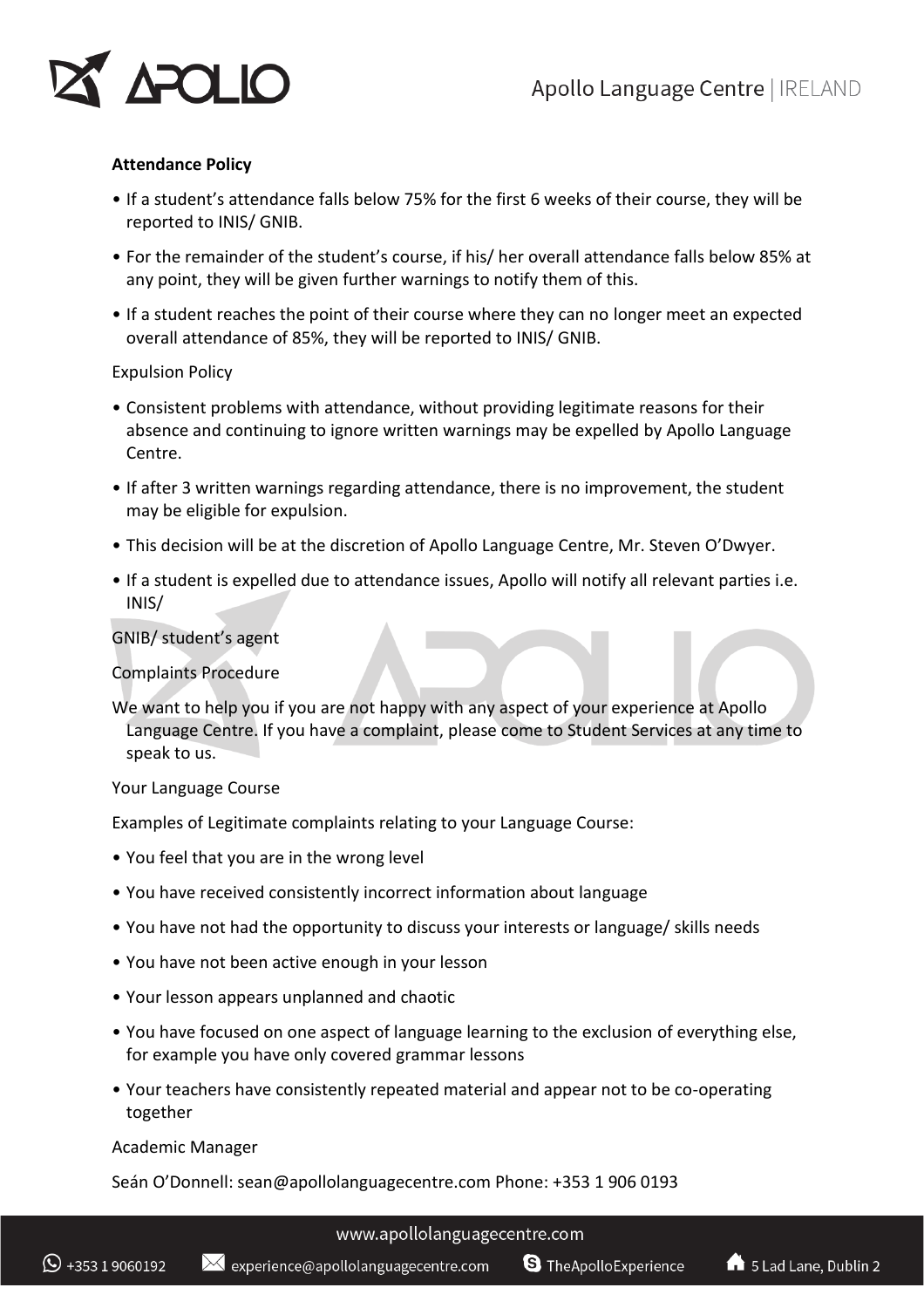**Attendance Policy**

- If a student's attendance falls below 75% for the first 6 weeks of their course, they will be reported to INIS/ GNIB.
- For the remainder of the student's course, if his/ her overall attendance falls below 85% at any point, they will be given further warnings to notify them of this.
- If a student reaches the point of their course where they can no longer meet an expected overall attendance of 85%, they will be reported to INIS/ GNIB.

Expulsion Policy

- Consistent problems with attendance, without providing legitimate reasons for their absence and continuing to ignore written warnings may be expelled by Apollo Language Centre.
- If after 3 written warnings regarding attendance, there is no improvement, the student may be eligible for expulsion.
- This decision will be at the discretion of Apollo Language Centre, Mr. Steven O'Dwyer.
- If a student is expelled due to attendance issues, Apollo will notify all relevant parties i.e. INIS/

GNIB/ student's agent

Complaints Procedure

We want to help you if you are not happy with any aspect of your experience at Apollo Language Centre. If you have a complaint, please come to Student Services at any time to speak to us.

Your Language Course

Examples of Legitimate complaints relating to your Language Course:

- You feel that you are in the wrong level
- You have received consistently incorrect information about language
- You have not had the opportunity to discuss your interests or language/ skills needs
- You have not been active enough in your lesson
- Your lesson appears unplanned and chaotic
- You have focused on one aspect of language learning to the exclusion of everything else, for example you have only covered grammar lessons
- Your teachers have consistently repeated material and appear not to be co-operating together

Academic Manager

Seán O'Donnell: sean@apollolanguagecentre.com Phone: +353 1 906 0193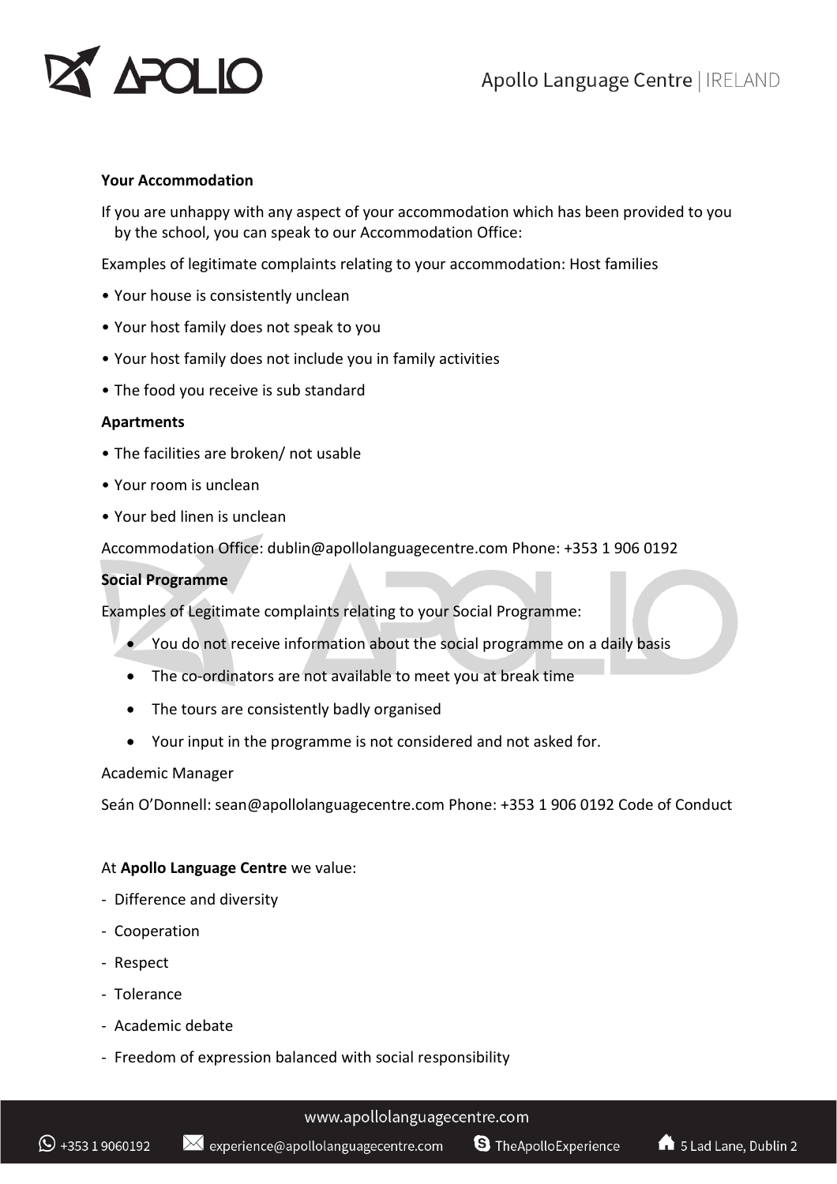**Your Accommodation**

If you are unhappy with any aspect of your accommodation which has been provided to you by the school, you can speak to our Accommodation Office:

Examples of legitimate complaints relating to your accommodation: Host families

- Your house is consistently unclean
- Your host family does not speak to you
- Your host family does not include you in family activities
- The food you receive is sub standard

**Apartments**

- The facilities are broken/ not usable
- Your room is unclean
- Your bed linen is unclean

Accommodation Office: dublin@apollolanguagecentre.com Phone: +353 1 906 0192

**Social Programme**

Examples of Legitimate complaints relating to your Social Programme:

- You do not receive information about the social programme on a daily basis
- The co-ordinators are not available to meet you at break time
- The tours are consistently badly organised
- Your input in the programme is not considered and not asked for.

Academic Manager

Seán O'Donnell: sean@apollolanguagecentre.com Phone: +353 1 906 0192 Code of Conduct

At **Apollo Language Centre** we value:

- Difference and diversity
- Cooperation
- Respect
- Tolerance
- Academic debate
- Freedom of expression balanced with social responsibility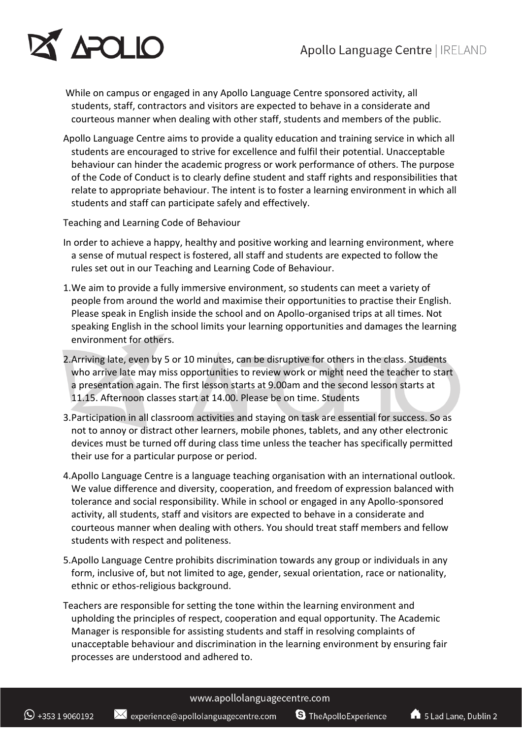While on campus or engaged in any Apollo Language Centre sponsored activity, all students, staff, contractors and visitors are expected to behave in a considerate and courteous manner when dealing with other staff, students and members of the public.

Apollo Language Centre aims to provide a quality education and training service in which all students are encouraged to strive for excellence and fulfil their potential. Unacceptable behaviour can hinder the academic progress or work performance of others. The purpose of the Code of Conduct is to clearly define student and staff rights and responsibilities that relate to appropriate behaviour. The intent is to foster a learning environment in which all students and staff can participate safely and effectively.

Teaching and Learning Code of Behaviour

In order to achieve a happy, healthy and positive working and learning environment, where a sense of mutual respect is fostered, all staff and students are expected to follow the rules set out in our Teaching and Learning Code of Behaviour.

1. We aim to provide a fully immersive environment, so students can meet a variety of people from around the world and maximise their opportunities to practise their English. Please speak in English inside the school and on Apollo-organised trips at all times. Not speaking English in the school limits your learning opportunities and damages the learning environment for others.
2. Arriving late, even by 5 or 10 minutes, can be disruptive for others in the class. Students who arrive late may miss opportunities to review work or might need the teacher to start a presentation again. The first lesson starts at 9.00am and the second lesson starts at 11.15. Afternoon classes start at 14.00. Please be on time. Students
3. Participation in all classroom activities and staying on task are essential for success. So as not to annoy or distract other learners, mobile phones, tablets, and any other electronic devices must be turned off during class time unless the teacher has specifically permitted their use for a particular purpose or period.
4. Apollo Language Centre is a language teaching organisation with an international outlook. We value difference and diversity, cooperation, and freedom of expression balanced with tolerance and social responsibility. While in school or engaged in any Apollo-sponsored activity, all students, staff and visitors are expected to behave in a considerate and courteous manner when dealing with others. You should treat staff members and fellow students with respect and politeness.
5. Apollo Language Centre prohibits discrimination towards any group or individuals in any form, inclusive of, but not limited to age, gender, sexual orientation, race or nationality, ethnic or ethos-religious background.

Teachers are responsible for setting the tone within the learning environment and upholding the principles of respect, cooperation and equal opportunity. The Academic Manager is responsible for assisting students and staff in resolving complaints of unacceptable behaviour and discrimination in the learning environment by ensuring fair processes are understood and adhered to.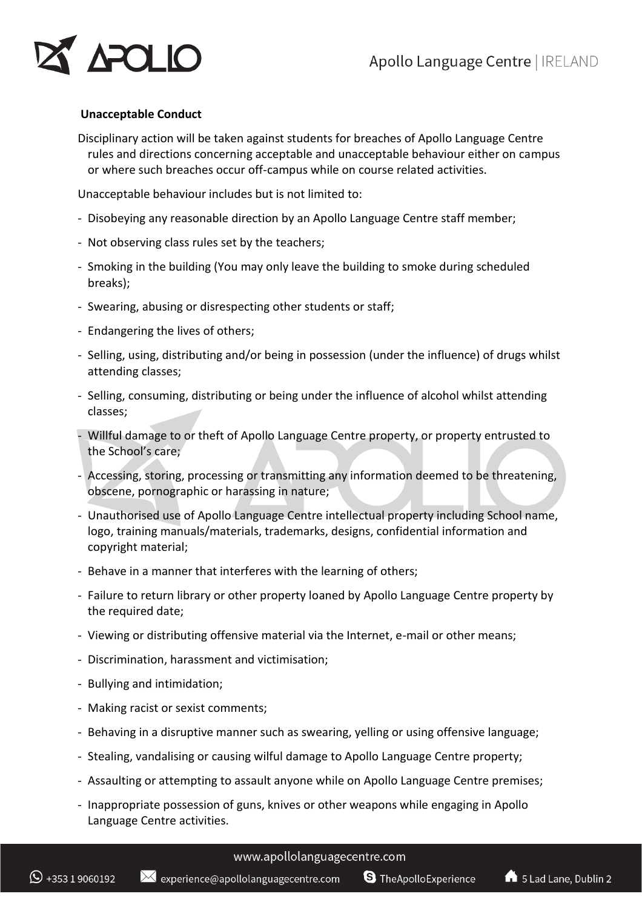**Unacceptable Conduct**

Disciplinary action will be taken against students for breaches of Apollo Language Centre rules and directions concerning acceptable and unacceptable behaviour either on campus or where such breaches occur off-campus while on course related activities.

Unacceptable behaviour includes but is not limited to:

- Disobeying any reasonable direction by an Apollo Language Centre staff member;
- Not observing class rules set by the teachers;
- Smoking in the building (You may only leave the building to smoke during scheduled breaks);
- Swearing, abusing or disrespecting other students or staff;
- Endangering the lives of others;
- Selling, using, distributing and/or being in possession (under the influence) of drugs whilst attending classes;
- Selling, consuming, distributing or being under the influence of alcohol whilst attending classes;
- Willful damage to or theft of Apollo Language Centre property, or property entrusted to the School's care;
- Accessing, storing, processing or transmitting any information deemed to be threatening, obscene, pornographic or harassing in nature;
- Unauthorised use of Apollo Language Centre intellectual property including School name, logo, training manuals/materials, trademarks, designs, confidential information and copyright material;
- Behave in a manner that interferes with the learning of others;
- Failure to return library or other property loaned by Apollo Language Centre property by the required date;
- Viewing or distributing offensive material via the Internet, e-mail or other means;
- Discrimination, harassment and victimisation;
- Bullying and intimidation;
- Making racist or sexist comments;
- Behaving in a disruptive manner such as swearing, yelling or using offensive language;
- Stealing, vandalising or causing wilful damage to Apollo Language Centre property;
- Assaulting or attempting to assault anyone while on Apollo Language Centre premises;
- Inappropriate possession of guns, knives or other weapons while engaging in Apollo Language Centre activities.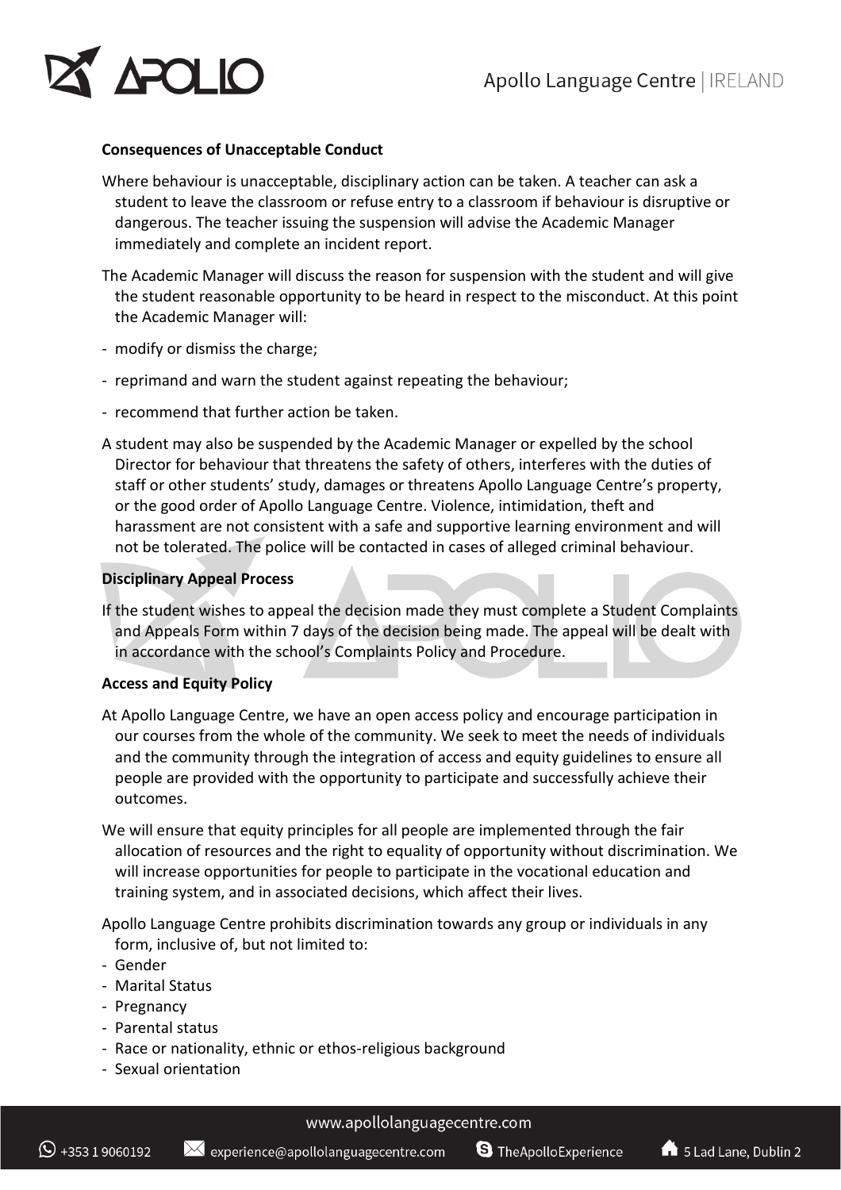**Consequences of Unacceptable Conduct**

Where behaviour is unacceptable, disciplinary action can be taken. A teacher can ask a student to leave the classroom or refuse entry to a classroom if behaviour is disruptive or dangerous. The teacher issuing the suspension will advise the Academic Manager immediately and complete an incident report.

The Academic Manager will discuss the reason for suspension with the student and will give the student reasonable opportunity to be heard in respect to the misconduct. At this point the Academic Manager will:

- modify or dismiss the charge;
- reprimand and warn the student against repeating the behaviour;
- recommend that further action be taken.

A student may also be suspended by the Academic Manager or expelled by the school Director for behaviour that threatens the safety of others, interferes with the duties of staff or other students' study, damages or threatens Apollo Language Centre's property, or the good order of Apollo Language Centre. Violence, intimidation, theft and harassment are not consistent with a safe and supportive learning environment and will not be tolerated. The police will be contacted in cases of alleged criminal behaviour.

**Disciplinary Appeal Process**

If the student wishes to appeal the decision made they must complete a Student Complaints and Appeals Form within 7 days of the decision being made. The appeal will be dealt with in accordance with the school's Complaints Policy and Procedure.

**Access and Equity Policy**

At Apollo Language Centre, we have an open access policy and encourage participation in our courses from the whole of the community. We seek to meet the needs of individuals and the community through the integration of access and equity guidelines to ensure all people are provided with the opportunity to participate and successfully achieve their outcomes.

We will ensure that equity principles for all people are implemented through the fair allocation of resources and the right to equality of opportunity without discrimination. We will increase opportunities for people to participate in the vocational education and training system, and in associated decisions, which affect their lives.

Apollo Language Centre prohibits discrimination towards any group or individuals in any form, inclusive of, but not limited to:

- Gender
- Marital Status
- Pregnancy
- Parental status
- Race or nationality, ethnic or ethos-religious background
- Sexual orientation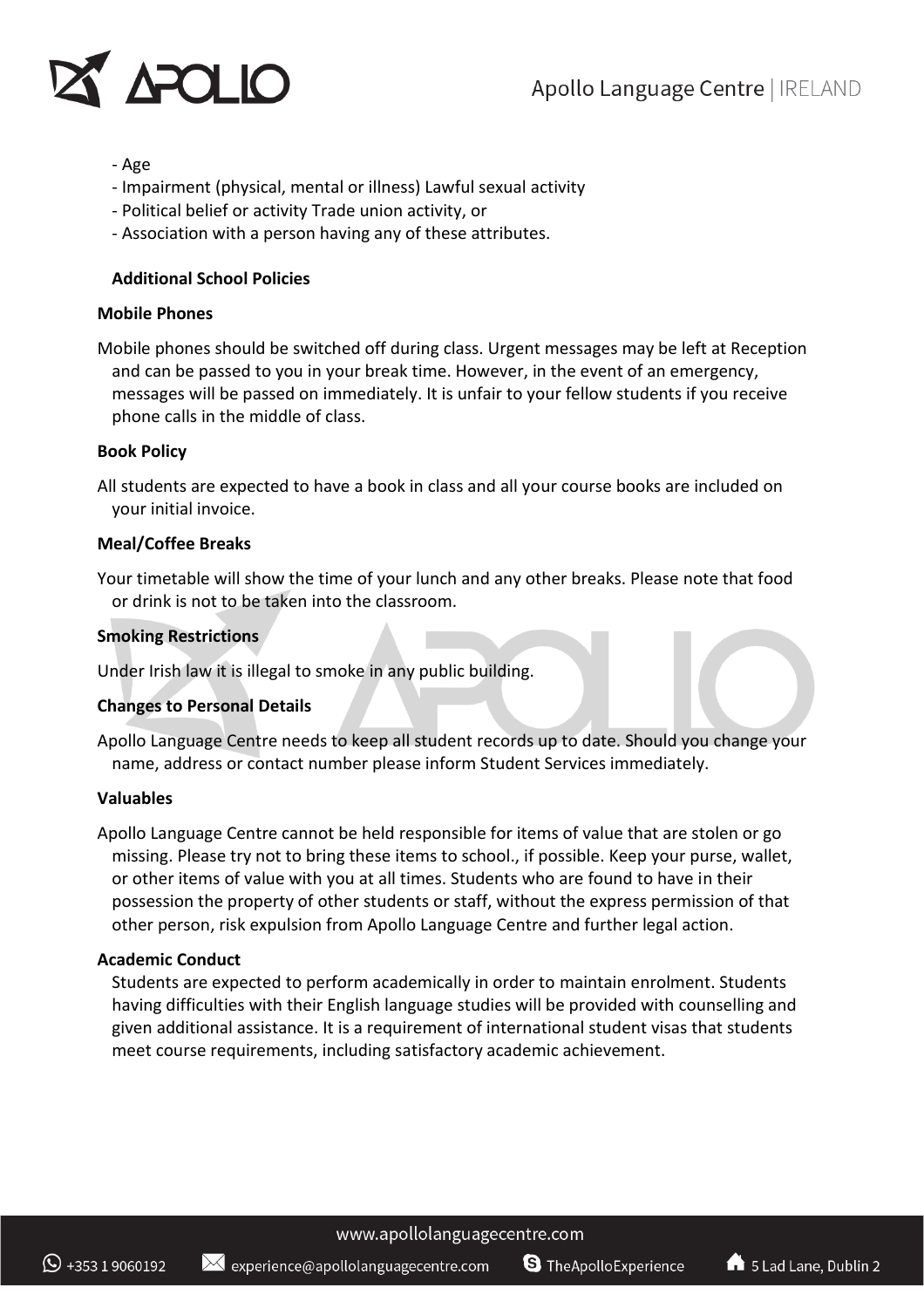- Age
- Impairment (physical, mental or illness) Lawful sexual activity
- Political belief or activity Trade union activity, or
- Association with a person having any of these attributes.

**Additional School Policies**

**Mobile Phones**

Mobile phones should be switched off during class. Urgent messages may be left at Reception and can be passed to you in your break time. However, in the event of an emergency, messages will be passed on immediately. It is unfair to your fellow students if you receive phone calls in the middle of class.

**Book Policy**

All students are expected to have a book in class and all your course books are included on your initial invoice.

**Meal/Coffee Breaks**

Your timetable will show the time of your lunch and any other breaks. Please note that food or drink is not to be taken into the classroom.

**Smoking Restrictions**

Under Irish law it is illegal to smoke in any public building.

**Changes to Personal Details**

Apollo Language Centre needs to keep all student records up to date. Should you change your name, address or contact number please inform Student Services immediately.

**Valuables**

Apollo Language Centre cannot be held responsible for items of value that are stolen or go missing. Please try not to bring these items to school., if possible. Keep your purse, wallet, or other items of value with you at all times. Students who are found to have in their possession the property of other students or staff, without the express permission of that other person, risk expulsion from Apollo Language Centre and further legal action.

**Academic Conduct**

Students are expected to perform academically in order to maintain enrolment. Students having difficulties with their English language studies will be provided with counselling and given additional assistance. It is a requirement of international student visas that students meet course requirements, including satisfactory academic achievement.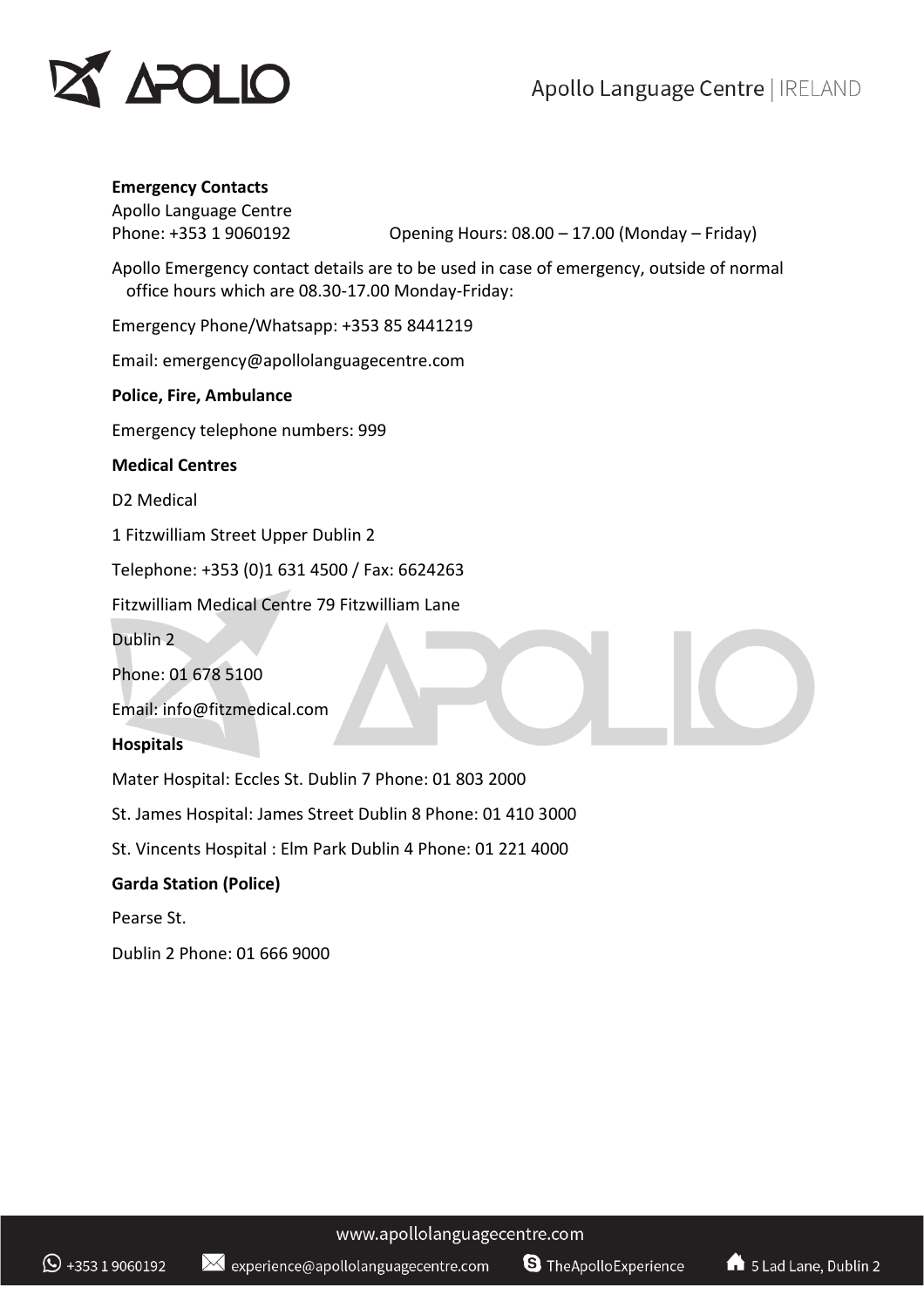**Emergency Contacts**

Apollo Language Centre
Phone: +353 1 9060192 Opening Hours: 08.00 – 17.00 (Monday – Friday)

Apollo Emergency contact details are to be used in case of emergency, outside of normal office hours which are 08.30-17.00 Monday-Friday:

Emergency Phone/Whatsapp: +353 85 8441219

Email: emergency@apollolanguagecentre.com

**Police, Fire, Ambulance**

Emergency telephone numbers: 999

**Medical Centres**

D2 Medical

1 Fitzwilliam Street Upper Dublin 2

Telephone: +353 (0)1 631 4500 / Fax: 6624263

Fitzwilliam Medical Centre 79 Fitzwilliam Lane

Dublin 2

Phone: 01 678 5100

Email: info@fitzmedical.com

**Hospitals**

Mater Hospital: Eccles St. Dublin 7 Phone: 01 803 2000

St. James Hospital: James Street Dublin 8 Phone: 01 410 3000

St. Vincents Hospital : Elm Park Dublin 4 Phone: 01 221 4000

**Garda Station (Police)**

Pearse St.

Dublin 2 Phone: 01 666 9000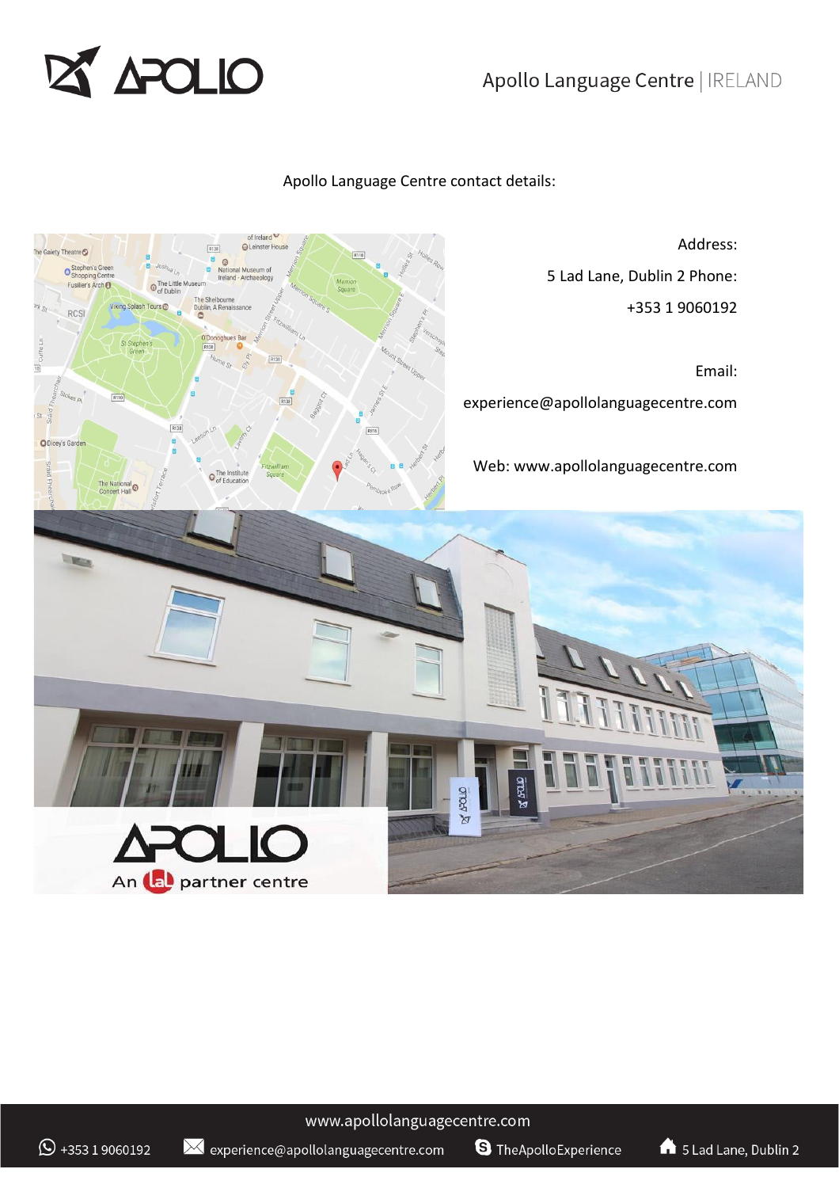Apollo Language Centre contact details:

Address:

5 Lad Lane, Dublin 2 Phone:

+353 1 9060192

Email:

experience@apollolanguagecentre.com

Web: www.apollolanguagecentre.com